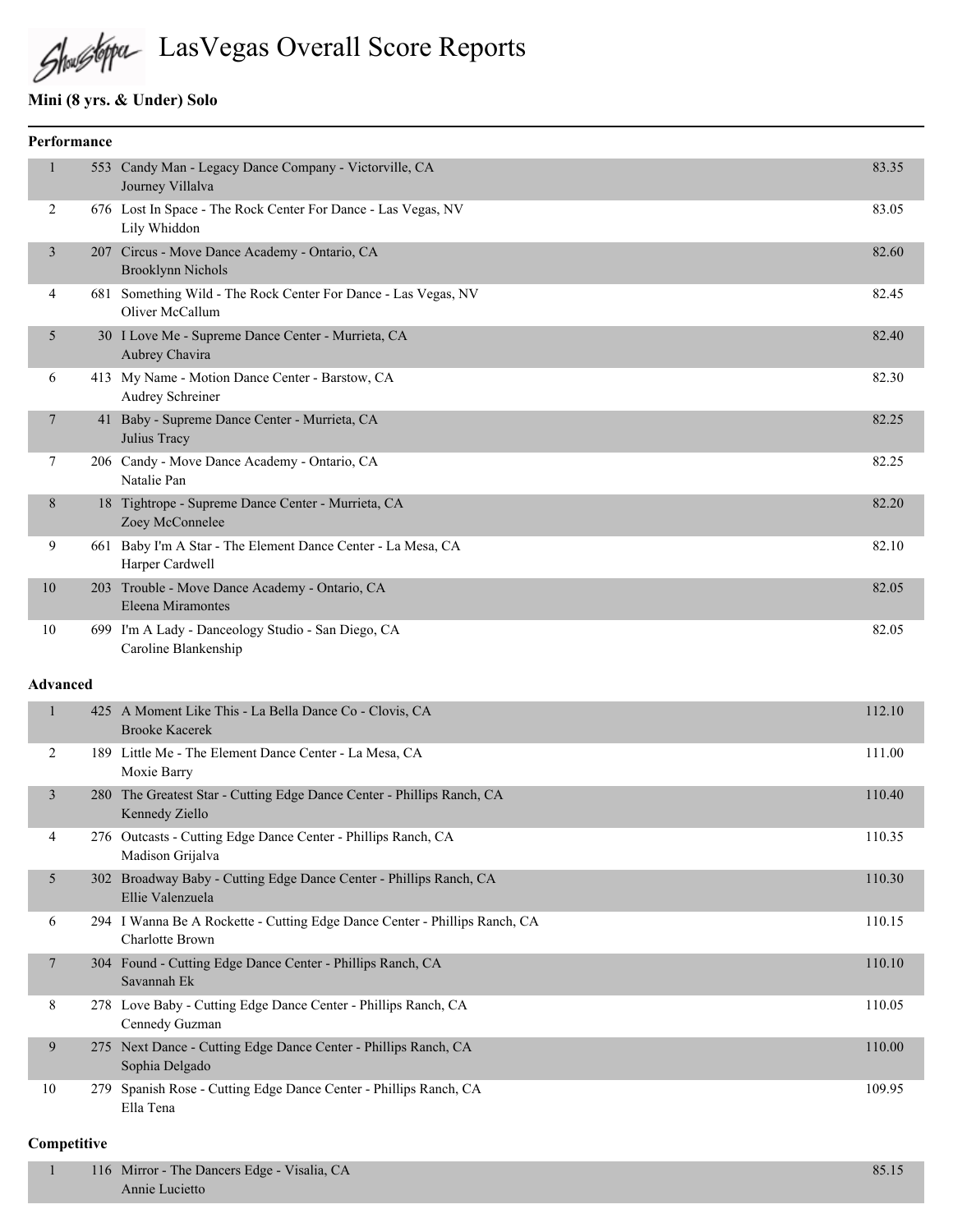# LasVegas Overall Score Reports

## Mini (8 yrs. & Under) Solo

### Performance

| Place | No. | Entry | Score |
|---|---|---|---|
| 1 | 553 | Candy Man - Legacy Dance Company - Victorville, CA<br>Journey Villalva | 83.35 |
| 2 | 676 | Lost In Space - The Rock Center For Dance - Las Vegas, NV<br>Lily Whiddon | 83.05 |
| 3 | 207 | Circus - Move Dance Academy - Ontario, CA<br>Brooklynn Nichols | 82.60 |
| 4 | 681 | Something Wild - The Rock Center For Dance - Las Vegas, NV<br>Oliver McCallum | 82.45 |
| 5 | 30 | I Love Me - Supreme Dance Center - Murrieta, CA<br>Aubrey Chavira | 82.40 |
| 6 | 413 | My Name - Motion Dance Center - Barstow, CA<br>Audrey Schreiner | 82.30 |
| 7 | 41 | Baby - Supreme Dance Center - Murrieta, CA<br>Julius Tracy | 82.25 |
| 7 | 206 | Candy - Move Dance Academy - Ontario, CA<br>Natalie Pan | 82.25 |
| 8 | 18 | Tightrope - Supreme Dance Center - Murrieta, CA<br>Zoey McConnelee | 82.20 |
| 9 | 661 | Baby I'm A Star - The Element Dance Center - La Mesa, CA<br>Harper Cardwell | 82.10 |
| 10 | 203 | Trouble - Move Dance Academy - Ontario, CA<br>Eleena Miramontes | 82.05 |
| 10 | 699 | I'm A Lady - Danceology Studio - San Diego, CA<br>Caroline Blankenship | 82.05 |

### Advanced

| Place | No. | Entry | Score |
|---|---|---|---|
| 1 | 425 | A Moment Like This - La Bella Dance Co - Clovis, CA<br>Brooke Kacerek | 112.10 |
| 2 | 189 | Little Me - The Element Dance Center - La Mesa, CA<br>Moxie Barry | 111.00 |
| 3 | 280 | The Greatest Star - Cutting Edge Dance Center - Phillips Ranch, CA<br>Kennedy Ziello | 110.40 |
| 4 | 276 | Outcasts - Cutting Edge Dance Center - Phillips Ranch, CA<br>Madison Grijalva | 110.35 |
| 5 | 302 | Broadway Baby - Cutting Edge Dance Center - Phillips Ranch, CA<br>Ellie Valenzuela | 110.30 |
| 6 | 294 | I Wanna Be A Rockette - Cutting Edge Dance Center - Phillips Ranch, CA<br>Charlotte Brown | 110.15 |
| 7 | 304 | Found - Cutting Edge Dance Center - Phillips Ranch, CA<br>Savannah Ek | 110.10 |
| 8 | 278 | Love Baby - Cutting Edge Dance Center - Phillips Ranch, CA<br>Cennedy Guzman | 110.05 |
| 9 | 275 | Next Dance - Cutting Edge Dance Center - Phillips Ranch, CA<br>Sophia Delgado | 110.00 |
| 10 | 279 | Spanish Rose - Cutting Edge Dance Center - Phillips Ranch, CA<br>Ella Tena | 109.95 |

### Competitive

| Place | No. | Entry | Score |
|---|---|---|---|
| 1 | 116 | Mirror - The Dancers Edge - Visalia, CA<br>Annie Lucietto | 85.15 |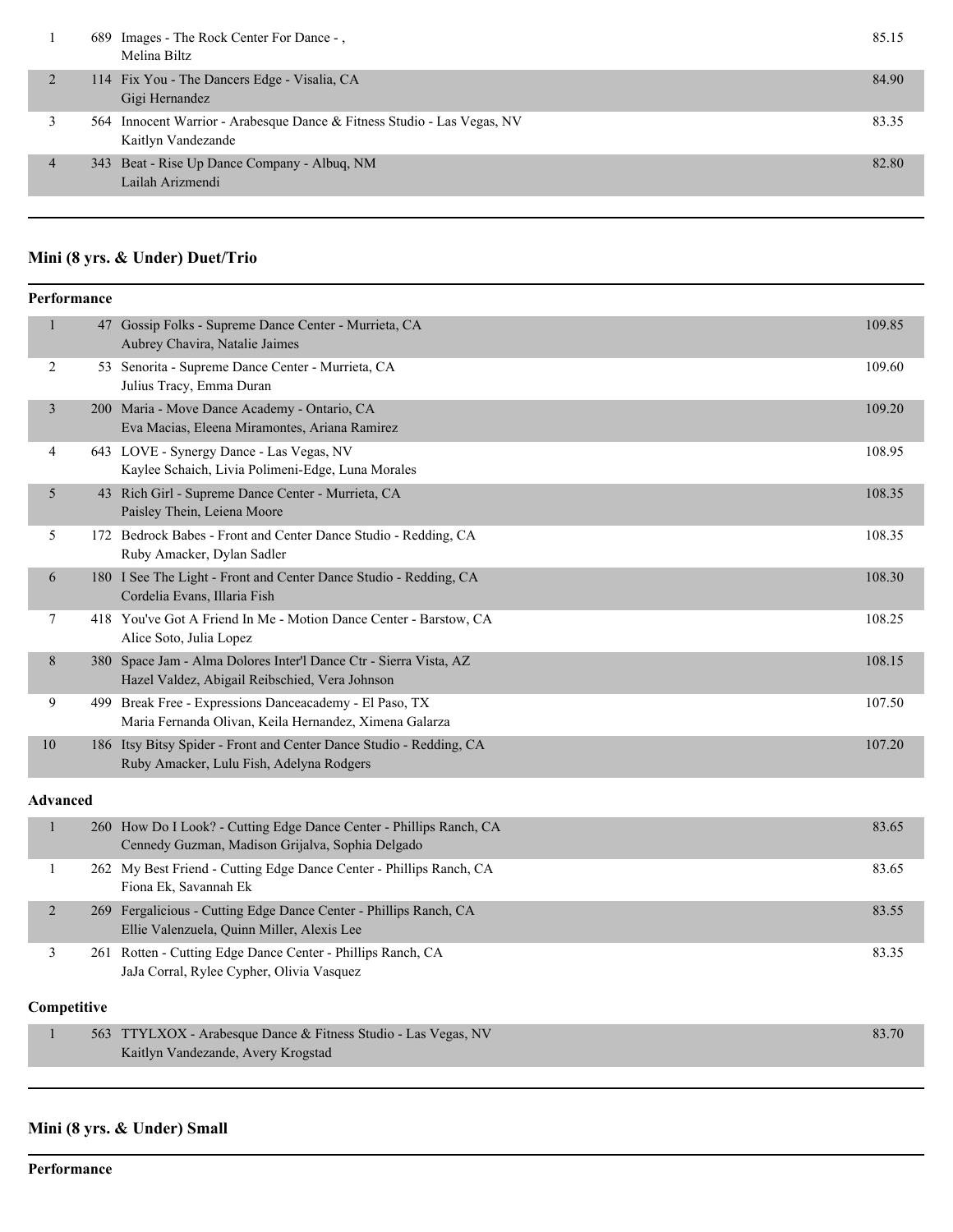| | | | |
|---|---|---|---|
| 1 | 689 | Images - The Rock Center For Dance - , Melina Biltz | 85.15 |
| 2 | 114 | Fix You - The Dancers Edge - Visalia, CA Gigi Hernandez | 84.90 |
| 3 | 564 | Innocent Warrior - Arabesque Dance & Fitness Studio - Las Vegas, NV Kaitlyn Vandezande | 83.35 |
| 4 | 343 | Beat - Rise Up Dance Company - Albuq, NM Lailah Arizmendi | 82.80 |

## Mini (8 yrs. & Under) Duet/Trio

### Performance

| | | | |
|---|---|---|---|
| 1 | 47 | Gossip Folks - Supreme Dance Center - Murrieta, CA Aubrey Chavira, Natalie Jaimes | 109.85 |
| 2 | 53 | Senorita - Supreme Dance Center - Murrieta, CA Julius Tracy, Emma Duran | 109.60 |
| 3 | 200 | Maria - Move Dance Academy - Ontario, CA Eva Macias, Eleena Miramontes, Ariana Ramirez | 109.20 |
| 4 | 643 | LOVE - Synergy Dance - Las Vegas, NV Kaylee Schaich, Livia Polimeni-Edge, Luna Morales | 108.95 |
| 5 | 43 | Rich Girl - Supreme Dance Center - Murrieta, CA Paisley Thein, Leiena Moore | 108.35 |
| 5 | 172 | Bedrock Babes - Front and Center Dance Studio - Redding, CA Ruby Amacker, Dylan Sadler | 108.35 |
| 6 | 180 | I See The Light - Front and Center Dance Studio - Redding, CA Cordelia Evans, Illaria Fish | 108.30 |
| 7 | 418 | You've Got A Friend In Me - Motion Dance Center - Barstow, CA Alice Soto, Julia Lopez | 108.25 |
| 8 | 380 | Space Jam - Alma Dolores Inter'l Dance Ctr - Sierra Vista, AZ Hazel Valdez, Abigail Reibschied, Vera Johnson | 108.15 |
| 9 | 499 | Break Free - Expressions Danceacademy - El Paso, TX Maria Fernanda Olivan, Keila Hernandez, Ximena Galarza | 107.50 |
| 10 | 186 | Itsy Bitsy Spider - Front and Center Dance Studio - Redding, CA Ruby Amacker, Lulu Fish, Adelyna Rodgers | 107.20 |

### Advanced

| | | | |
|---|---|---|---|
| 1 | 260 | How Do I Look? - Cutting Edge Dance Center - Phillips Ranch, CA Cennedy Guzman, Madison Grijalva, Sophia Delgado | 83.65 |
| 1 | 262 | My Best Friend - Cutting Edge Dance Center - Phillips Ranch, CA Fiona Ek, Savannah Ek | 83.65 |
| 2 | 269 | Fergalicious - Cutting Edge Dance Center - Phillips Ranch, CA Ellie Valenzuela, Quinn Miller, Alexis Lee | 83.55 |
| 3 | 261 | Rotten - Cutting Edge Dance Center - Phillips Ranch, CA JaJa Corral, Rylee Cypher, Olivia Vasquez | 83.35 |

### Competitive

| | | | |
|---|---|---|---|
| 1 | 563 | TTYLXOX - Arabesque Dance & Fitness Studio - Las Vegas, NV Kaitlyn Vandezande, Avery Krogstad | 83.70 |

## Mini (8 yrs. & Under) Small

### Performance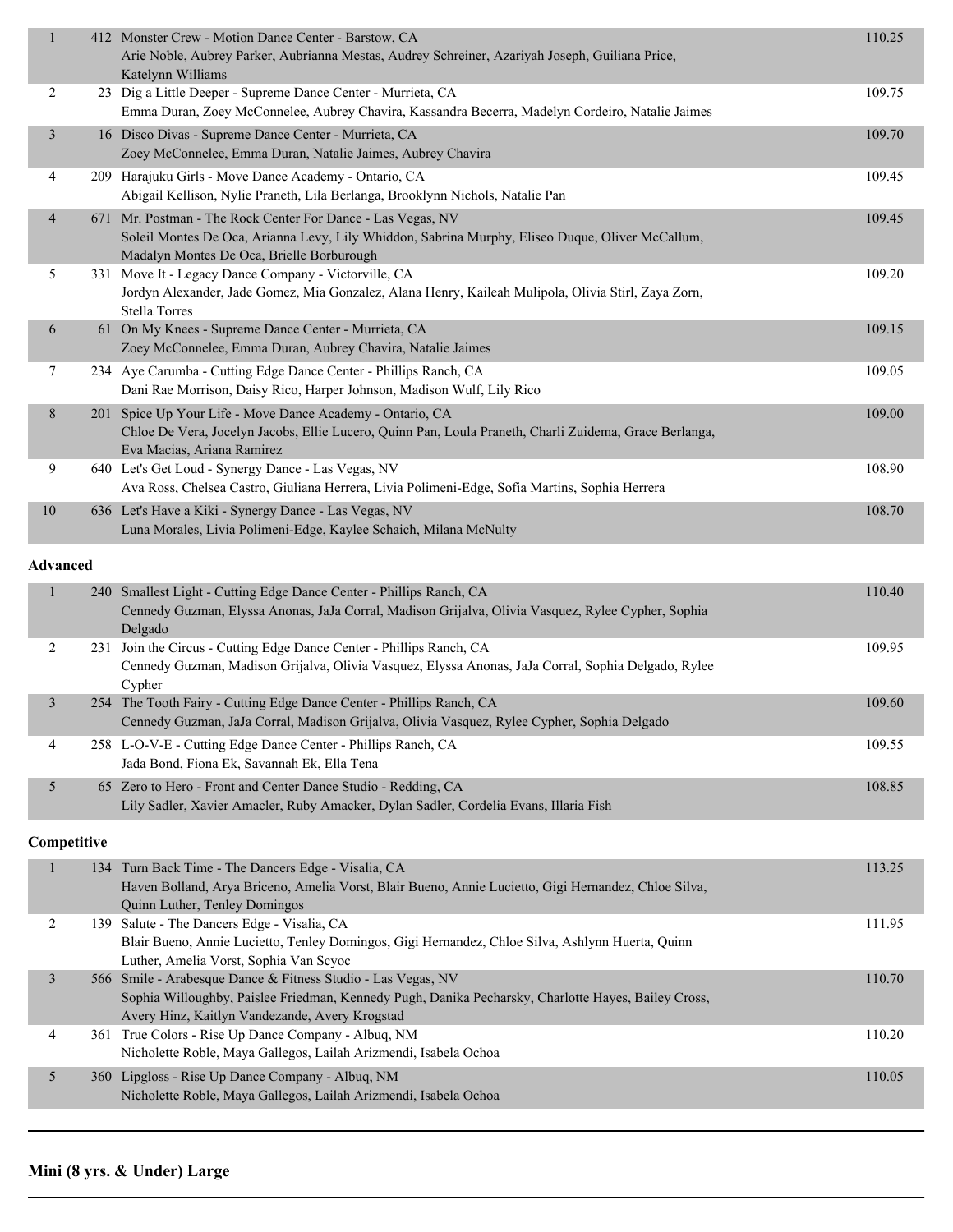| Place | No. | Entry | Score |
|---|---|---|---|
| 1 | 412 | Monster Crew - Motion Dance Center - Barstow, CA<br>Arie Noble, Aubrey Parker, Aubrianna Mestas, Audrey Schreiner, Azariyah Joseph, Guiliana Price, Katelynn Williams | 110.25 |
| 2 | 23 | Dig a Little Deeper - Supreme Dance Center - Murrieta, CA<br>Emma Duran, Zoey McConnelee, Aubrey Chavira, Kassandra Becerra, Madelyn Cordeiro, Natalie Jaimes | 109.75 |
| 3 | 16 | Disco Divas - Supreme Dance Center - Murrieta, CA<br>Zoey McConnelee, Emma Duran, Natalie Jaimes, Aubrey Chavira | 109.70 |
| 4 | 209 | Harajuku Girls - Move Dance Academy - Ontario, CA<br>Abigail Kellison, Nylie Praneth, Lila Berlanga, Brooklynn Nichols, Natalie Pan | 109.45 |
| 4 | 671 | Mr. Postman - The Rock Center For Dance - Las Vegas, NV<br>Soleil Montes De Oca, Arianna Levy, Lily Whiddon, Sabrina Murphy, Eliseo Duque, Oliver McCallum, Madalyn Montes De Oca, Brielle Borburough | 109.45 |
| 5 | 331 | Move It - Legacy Dance Company - Victorville, CA<br>Jordyn Alexander, Jade Gomez, Mia Gonzalez, Alana Henry, Kaileah Mulipola, Olivia Stirl, Zaya Zorn, Stella Torres | 109.20 |
| 6 | 61 | On My Knees - Supreme Dance Center - Murrieta, CA<br>Zoey McConnelee, Emma Duran, Aubrey Chavira, Natalie Jaimes | 109.15 |
| 7 | 234 | Aye Carumba - Cutting Edge Dance Center - Phillips Ranch, CA<br>Dani Rae Morrison, Daisy Rico, Harper Johnson, Madison Wulf, Lily Rico | 109.05 |
| 8 | 201 | Spice Up Your Life - Move Dance Academy - Ontario, CA<br>Chloe De Vera, Jocelyn Jacobs, Ellie Lucero, Quinn Pan, Loula Praneth, Charli Zuidema, Grace Berlanga, Eva Macias, Ariana Ramirez | 109.00 |
| 9 | 640 | Let's Get Loud - Synergy Dance - Las Vegas, NV<br>Ava Ross, Chelsea Castro, Giuliana Herrera, Livia Polimeni-Edge, Sofia Martins, Sophia Herrera | 108.90 |
| 10 | 636 | Let's Have a Kiki - Synergy Dance - Las Vegas, NV<br>Luna Morales, Livia Polimeni-Edge, Kaylee Schaich, Milana McNulty | 108.70 |

**Advanced**

| Place | No. | Entry | Score |
|---|---|---|---|
| 1 | 240 | Smallest Light - Cutting Edge Dance Center - Phillips Ranch, CA<br>Cennedy Guzman, Elyssa Anonas, JaJa Corral, Madison Grijalva, Olivia Vasquez, Rylee Cypher, Sophia Delgado | 110.40 |
| 2 | 231 | Join the Circus - Cutting Edge Dance Center - Phillips Ranch, CA<br>Cennedy Guzman, Madison Grijalva, Olivia Vasquez, Elyssa Anonas, JaJa Corral, Sophia Delgado, Rylee Cypher | 109.95 |
| 3 | 254 | The Tooth Fairy - Cutting Edge Dance Center - Phillips Ranch, CA<br>Cennedy Guzman, JaJa Corral, Madison Grijalva, Olivia Vasquez, Rylee Cypher, Sophia Delgado | 109.60 |
| 4 | 258 | L-O-V-E - Cutting Edge Dance Center - Phillips Ranch, CA<br>Jada Bond, Fiona Ek, Savannah Ek, Ella Tena | 109.55 |
| 5 | 65 | Zero to Hero - Front and Center Dance Studio - Redding, CA<br>Lily Sadler, Xavier Amacler, Ruby Amacker, Dylan Sadler, Cordelia Evans, Illaria Fish | 108.85 |

**Competitive**

| Place | No. | Entry | Score |
|---|---|---|---|
| 1 | 134 | Turn Back Time - The Dancers Edge - Visalia, CA<br>Haven Bolland, Arya Briceno, Amelia Vorst, Blair Bueno, Annie Lucietto, Gigi Hernandez, Chloe Silva, Quinn Luther, Tenley Domingos | 113.25 |
| 2 | 139 | Salute - The Dancers Edge - Visalia, CA<br>Blair Bueno, Annie Lucietto, Tenley Domingos, Gigi Hernandez, Chloe Silva, Ashlynn Huerta, Quinn Luther, Amelia Vorst, Sophia Van Scyoc | 111.95 |
| 3 | 566 | Smile - Arabesque Dance & Fitness Studio - Las Vegas, NV<br>Sophia Willoughby, Paislee Friedman, Kennedy Pugh, Danika Pecharsky, Charlotte Hayes, Bailey Cross, Avery Hinz, Kaitlyn Vandezande, Avery Krogstad | 110.70 |
| 4 | 361 | True Colors - Rise Up Dance Company - Albuq, NM<br>Nicholette Roble, Maya Gallegos, Lailah Arizmendi, Isabela Ochoa | 110.20 |
| 5 | 360 | Lipgloss - Rise Up Dance Company - Albuq, NM<br>Nicholette Roble, Maya Gallegos, Lailah Arizmendi, Isabela Ochoa | 110.05 |

## Mini (8 yrs. & Under) Large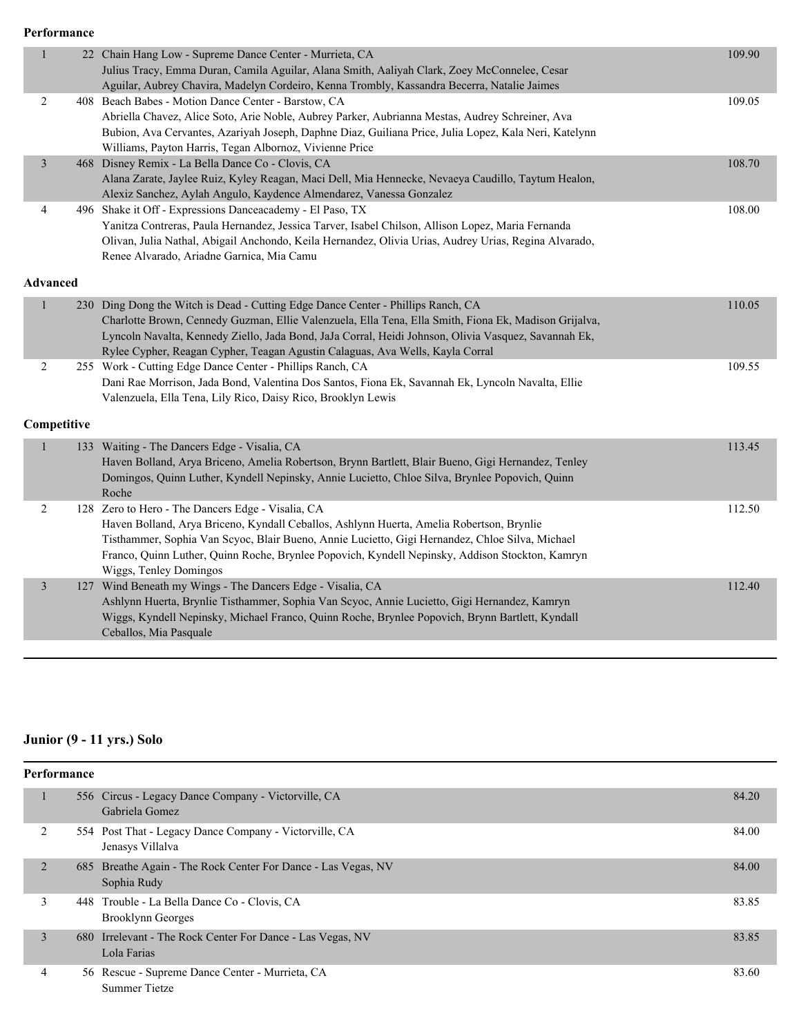**Performance**

| Place | No. | Entry | Score |
|---|---|---|---|
| 1 | 22 | Chain Hang Low - Supreme Dance Center - Murrieta, CA<br>Julius Tracy, Emma Duran, Camila Aguilar, Alana Smith, Aaliyah Clark, Zoey McConnelee, Cesar Aguilar, Aubrey Chavira, Madelyn Cordeiro, Kenna Trombly, Kassandra Becerra, Natalie Jaimes | 109.90 |
| 2 | 408 | Beach Babes - Motion Dance Center - Barstow, CA<br>Abriella Chavez, Alice Soto, Arie Noble, Aubrey Parker, Aubrianna Mestas, Audrey Schreiner, Ava Bubion, Ava Cervantes, Azariyah Joseph, Daphne Diaz, Guiliana Price, Julia Lopez, Kala Neri, Katelynn Williams, Payton Harris, Tegan Albornoz, Vivienne Price | 109.05 |
| 3 | 468 | Disney Remix - La Bella Dance Co - Clovis, CA<br>Alana Zarate, Jaylee Ruiz, Kyley Reagan, Maci Dell, Mia Hennecke, Nevaeya Caudillo, Taytum Healon, Alexiz Sanchez, Aylah Angulo, Kaydence Almendarez, Vanessa Gonzalez | 108.70 |
| 4 | 496 | Shake it Off - Expressions Danceacademy - El Paso, TX<br>Yanitza Contreras, Paula Hernandez, Jessica Tarver, Isabel Chilson, Allison Lopez, Maria Fernanda Olivan, Julia Nathal, Abigail Anchondo, Keila Hernandez, Olivia Urias, Audrey Urias, Regina Alvarado, Renee Alvarado, Ariadne Garnica, Mia Camu | 108.00 |

**Advanced**

| Place | No. | Entry | Score |
|---|---|---|---|
| 1 | 230 | Ding Dong the Witch is Dead - Cutting Edge Dance Center - Phillips Ranch, CA<br>Charlotte Brown, Cennedy Guzman, Ellie Valenzuela, Ella Tena, Ella Smith, Fiona Ek, Madison Grijalva, Lyncoln Navalta, Kennedy Ziello, Jada Bond, JaJa Corral, Heidi Johnson, Olivia Vasquez, Savannah Ek, Rylee Cypher, Reagan Cypher, Teagan Agustin Calaguas, Ava Wells, Kayla Corral | 110.05 |
| 2 | 255 | Work - Cutting Edge Dance Center - Phillips Ranch, CA<br>Dani Rae Morrison, Jada Bond, Valentina Dos Santos, Fiona Ek, Savannah Ek, Lyncoln Navalta, Ellie Valenzuela, Ella Tena, Lily Rico, Daisy Rico, Brooklyn Lewis | 109.55 |

**Competitive**

| Place | No. | Entry | Score |
|---|---|---|---|
| 1 | 133 | Waiting - The Dancers Edge - Visalia, CA<br>Haven Bolland, Arya Briceno, Amelia Robertson, Brynn Bartlett, Blair Bueno, Gigi Hernandez, Tenley Domingos, Quinn Luther, Kyndell Nepinsky, Annie Lucietto, Chloe Silva, Brynlee Popovich, Quinn Roche | 113.45 |
| 2 | 128 | Zero to Hero - The Dancers Edge - Visalia, CA<br>Haven Bolland, Arya Briceno, Kyndall Ceballos, Ashlynn Huerta, Amelia Robertson, Brynlie Tisthammer, Sophia Van Scyoc, Blair Bueno, Annie Lucietto, Gigi Hernandez, Chloe Silva, Michael Franco, Quinn Luther, Quinn Roche, Brynlee Popovich, Kyndell Nepinsky, Addison Stockton, Kamryn Wiggs, Tenley Domingos | 112.50 |
| 3 | 127 | Wind Beneath my Wings - The Dancers Edge - Visalia, CA<br>Ashlynn Huerta, Brynlie Tisthammer, Sophia Van Scyoc, Annie Lucietto, Gigi Hernandez, Kamryn Wiggs, Kyndell Nepinsky, Michael Franco, Quinn Roche, Brynlee Popovich, Brynn Bartlett, Kyndall Ceballos, Mia Pasquale | 112.40 |

## Junior (9 - 11 yrs.) Solo

**Performance**

| Place | No. | Entry | Score |
|---|---|---|---|
| 1 | 556 | Circus - Legacy Dance Company - Victorville, CA<br>Gabriela Gomez | 84.20 |
| 2 | 554 | Post That - Legacy Dance Company - Victorville, CA<br>Jenasys Villalva | 84.00 |
| 2 | 685 | Breathe Again - The Rock Center For Dance - Las Vegas, NV<br>Sophia Rudy | 84.00 |
| 3 | 448 | Trouble - La Bella Dance Co - Clovis, CA<br>Brooklynn Georges | 83.85 |
| 3 | 680 | Irrelevant - The Rock Center For Dance - Las Vegas, NV<br>Lola Farias | 83.85 |
| 4 | 56 | Rescue - Supreme Dance Center - Murrieta, CA<br>Summer Tietze | 83.60 |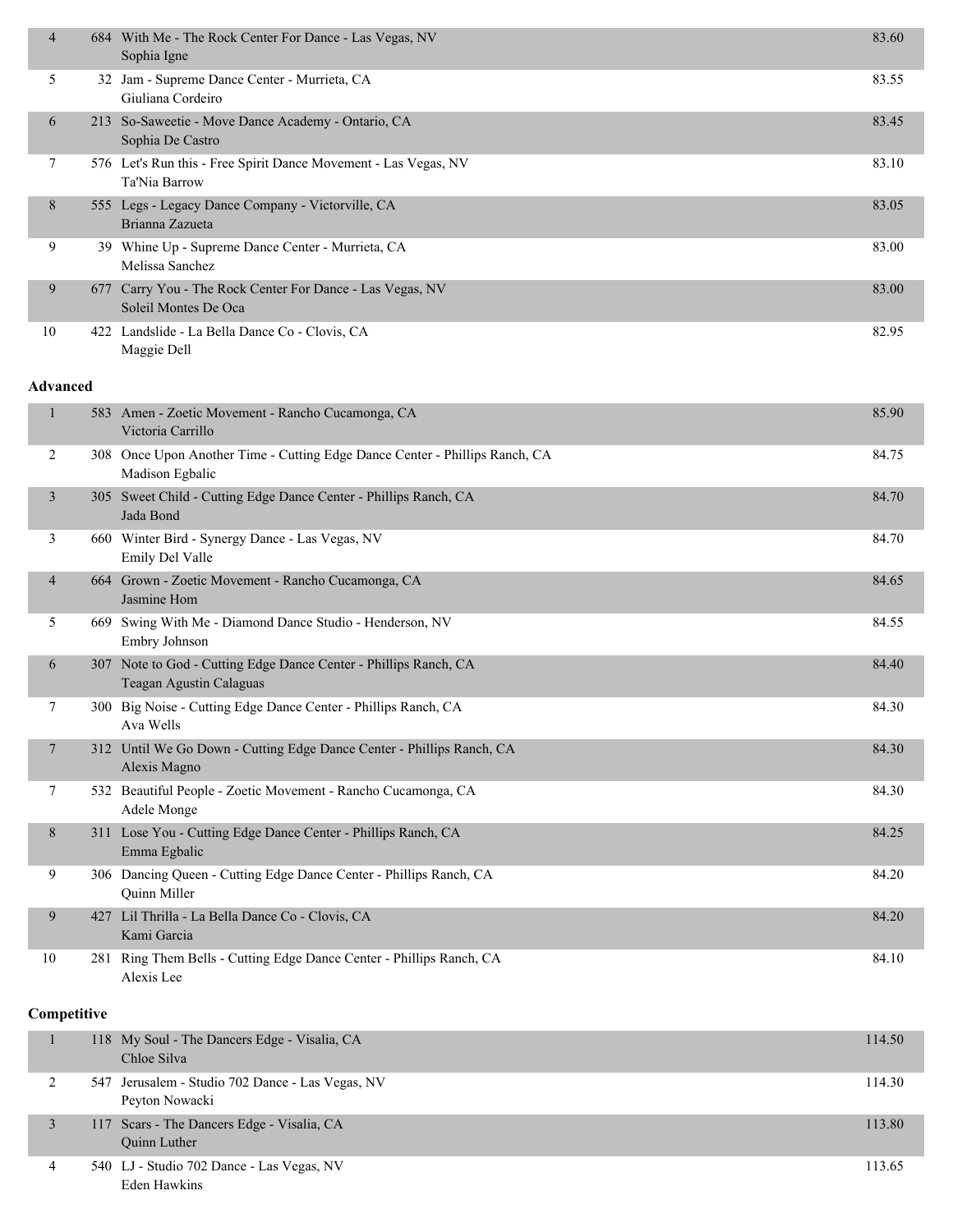| Place | # | Routine - Studio - Location / Dancer | Score |
|---|---|---|---|
| 4 | 684 | With Me - The Rock Center For Dance - Las Vegas, NV<br>Sophia Igne | 83.60 |
| 5 | 32 | Jam - Supreme Dance Center - Murrieta, CA<br>Giuliana Cordeiro | 83.55 |
| 6 | 213 | So-Saweetie - Move Dance Academy - Ontario, CA<br>Sophia De Castro | 83.45 |
| 7 | 576 | Let's Run this - Free Spirit Dance Movement - Las Vegas, NV<br>Ta'Nia Barrow | 83.10 |
| 8 | 555 | Legs - Legacy Dance Company - Victorville, CA<br>Brianna Zazueta | 83.05 |
| 9 | 39 | Whine Up - Supreme Dance Center - Murrieta, CA<br>Melissa Sanchez | 83.00 |
| 9 | 677 | Carry You - The Rock Center For Dance - Las Vegas, NV<br>Soleil Montes De Oca | 83.00 |
| 10 | 422 | Landslide - La Bella Dance Co - Clovis, CA<br>Maggie Dell | 82.95 |

**Advanced**

| Place | # | Routine - Studio - Location / Dancer | Score |
|---|---|---|---|
| 1 | 583 | Amen - Zoetic Movement - Rancho Cucamonga, CA<br>Victoria Carrillo | 85.90 |
| 2 | 308 | Once Upon Another Time - Cutting Edge Dance Center - Phillips Ranch, CA<br>Madison Egbalic | 84.75 |
| 3 | 305 | Sweet Child - Cutting Edge Dance Center - Phillips Ranch, CA<br>Jada Bond | 84.70 |
| 3 | 660 | Winter Bird - Synergy Dance - Las Vegas, NV<br>Emily Del Valle | 84.70 |
| 4 | 664 | Grown - Zoetic Movement - Rancho Cucamonga, CA<br>Jasmine Hom | 84.65 |
| 5 | 669 | Swing With Me - Diamond Dance Studio - Henderson, NV<br>Embry Johnson | 84.55 |
| 6 | 307 | Note to God - Cutting Edge Dance Center - Phillips Ranch, CA<br>Teagan Agustin Calaguas | 84.40 |
| 7 | 300 | Big Noise - Cutting Edge Dance Center - Phillips Ranch, CA<br>Ava Wells | 84.30 |
| 7 | 312 | Until We Go Down - Cutting Edge Dance Center - Phillips Ranch, CA<br>Alexis Magno | 84.30 |
| 7 | 532 | Beautiful People - Zoetic Movement - Rancho Cucamonga, CA<br>Adele Monge | 84.30 |
| 8 | 311 | Lose You - Cutting Edge Dance Center - Phillips Ranch, CA<br>Emma Egbalic | 84.25 |
| 9 | 306 | Dancing Queen - Cutting Edge Dance Center - Phillips Ranch, CA<br>Quinn Miller | 84.20 |
| 9 | 427 | Lil Thrilla - La Bella Dance Co - Clovis, CA<br>Kami Garcia | 84.20 |
| 10 | 281 | Ring Them Bells - Cutting Edge Dance Center - Phillips Ranch, CA<br>Alexis Lee | 84.10 |

**Competitive**

| Place | # | Routine - Studio - Location / Dancer | Score |
|---|---|---|---|
| 1 | 118 | My Soul - The Dancers Edge - Visalia, CA<br>Chloe Silva | 114.50 |
| 2 | 547 | Jerusalem - Studio 702 Dance - Las Vegas, NV<br>Peyton Nowacki | 114.30 |
| 3 | 117 | Scars - The Dancers Edge - Visalia, CA<br>Quinn Luther | 113.80 |
| 4 | 540 | LJ - Studio 702 Dance - Las Vegas, NV<br>Eden Hawkins | 113.65 |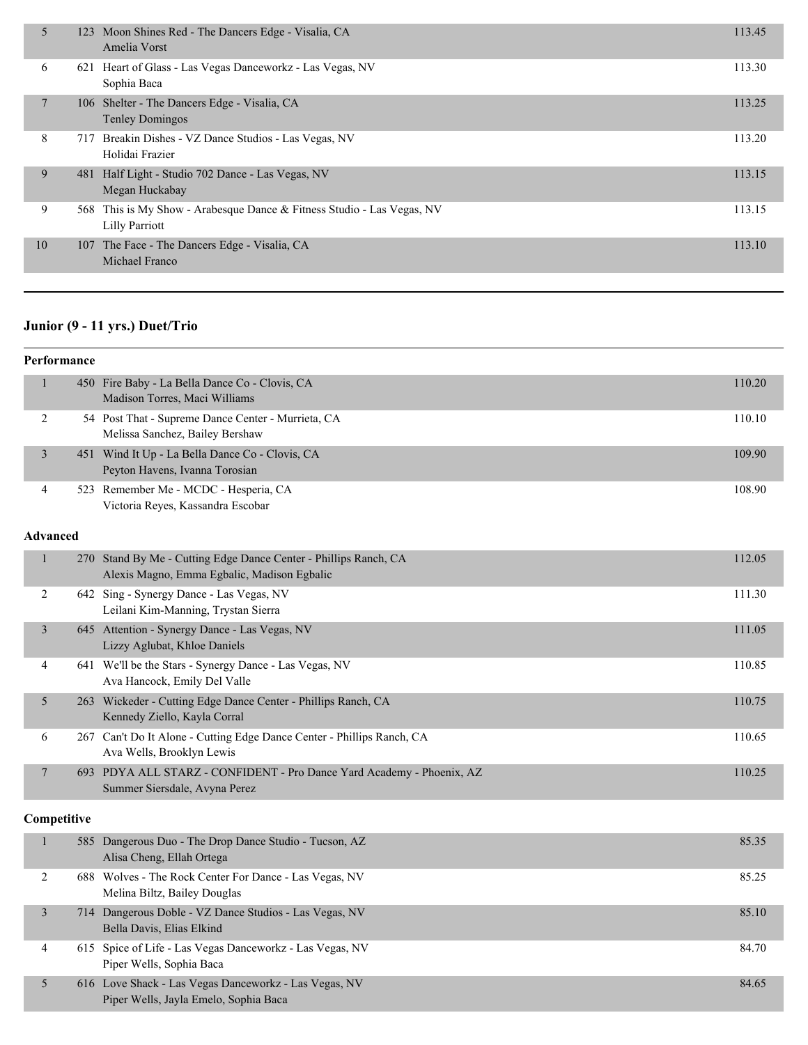| Place | # | Entry | Score |
|---|---|---|---|
| 5 | 123 | Moon Shines Red - The Dancers Edge - Visalia, CA<br>Amelia Vorst | 113.45 |
| 6 | 621 | Heart of Glass - Las Vegas Danceworkz - Las Vegas, NV<br>Sophia Baca | 113.30 |
| 7 | 106 | Shelter - The Dancers Edge - Visalia, CA<br>Tenley Domingos | 113.25 |
| 8 | 717 | Breakin Dishes - VZ Dance Studios - Las Vegas, NV<br>Holidai Frazier | 113.20 |
| 9 | 481 | Half Light - Studio 702 Dance - Las Vegas, NV<br>Megan Huckabay | 113.15 |
| 9 | 568 | This is My Show - Arabesque Dance & Fitness Studio - Las Vegas, NV<br>Lilly Parriott | 113.15 |
| 10 | 107 | The Face - The Dancers Edge - Visalia, CA<br>Michael Franco | 113.10 |

## Junior (9 - 11 yrs.) Duet/Trio

### Performance

| Place | # | Entry | Score |
|---|---|---|---|
| 1 | 450 | Fire Baby - La Bella Dance Co - Clovis, CA<br>Madison Torres, Maci Williams | 110.20 |
| 2 | 54 | Post That - Supreme Dance Center - Murrieta, CA<br>Melissa Sanchez, Bailey Bershaw | 110.10 |
| 3 | 451 | Wind It Up - La Bella Dance Co - Clovis, CA<br>Peyton Havens, Ivanna Torosian | 109.90 |
| 4 | 523 | Remember Me - MCDC - Hesperia, CA<br>Victoria Reyes, Kassandra Escobar | 108.90 |

### Advanced

| Place | # | Entry | Score |
|---|---|---|---|
| 1 | 270 | Stand By Me - Cutting Edge Dance Center - Phillips Ranch, CA<br>Alexis Magno, Emma Egbalic, Madison Egbalic | 112.05 |
| 2 | 642 | Sing - Synergy Dance - Las Vegas, NV<br>Leilani Kim-Manning, Trystan Sierra | 111.30 |
| 3 | 645 | Attention - Synergy Dance - Las Vegas, NV<br>Lizzy Aglubat, Khloe Daniels | 111.05 |
| 4 | 641 | We'll be the Stars - Synergy Dance - Las Vegas, NV<br>Ava Hancock, Emily Del Valle | 110.85 |
| 5 | 263 | Wickeder - Cutting Edge Dance Center - Phillips Ranch, CA<br>Kennedy Ziello, Kayla Corral | 110.75 |
| 6 | 267 | Can't Do It Alone - Cutting Edge Dance Center - Phillips Ranch, CA<br>Ava Wells, Brooklyn Lewis | 110.65 |
| 7 | 693 | PDYA ALL STARZ - CONFIDENT - Pro Dance Yard Academy - Phoenix, AZ<br>Summer Siersdale, Avyna Perez | 110.25 |

### Competitive

| Place | # | Entry | Score |
|---|---|---|---|
| 1 | 585 | Dangerous Duo - The Drop Dance Studio - Tucson, AZ<br>Alisa Cheng, Ellah Ortega | 85.35 |
| 2 | 688 | Wolves - The Rock Center For Dance - Las Vegas, NV<br>Melina Biltz, Bailey Douglas | 85.25 |
| 3 | 714 | Dangerous Doble - VZ Dance Studios - Las Vegas, NV<br>Bella Davis, Elias Elkind | 85.10 |
| 4 | 615 | Spice of Life - Las Vegas Danceworkz - Las Vegas, NV<br>Piper Wells, Sophia Baca | 84.70 |
| 5 | 616 | Love Shack - Las Vegas Danceworkz - Las Vegas, NV<br>Piper Wells, Jayla Emelo, Sophia Baca | 84.65 |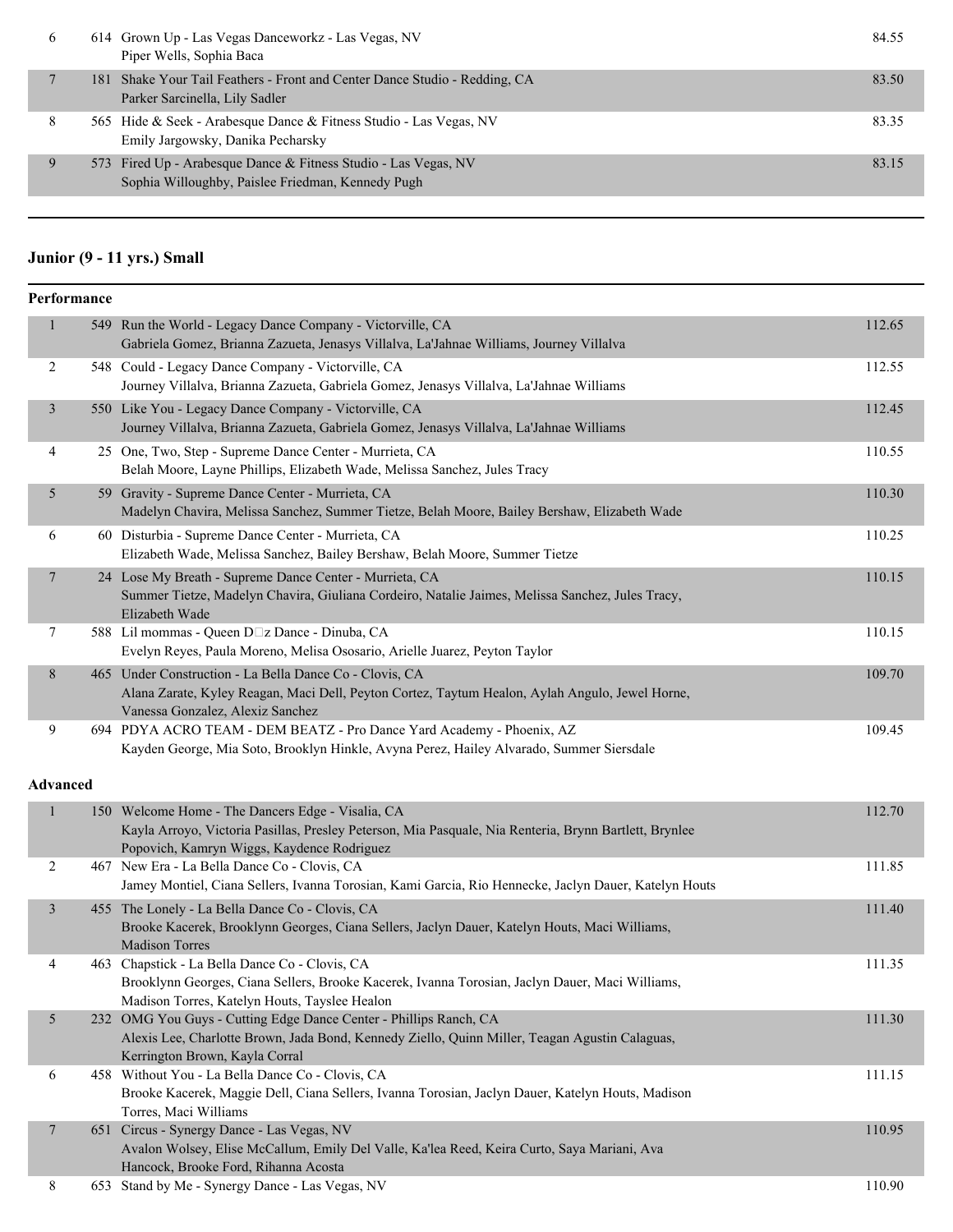| | | | |
|---|---|---|---|
| 6 | 614 | Grown Up - Las Vegas Danceworkz - Las Vegas, NV<br>Piper Wells, Sophia Baca | 84.55 |
| 7 | 181 | Shake Your Tail Feathers - Front and Center Dance Studio - Redding, CA<br>Parker Sarcinella, Lily Sadler | 83.50 |
| 8 | 565 | Hide & Seek - Arabesque Dance & Fitness Studio - Las Vegas, NV<br>Emily Jargowsky, Danika Pecharsky | 83.35 |
| 9 | 573 | Fired Up - Arabesque Dance & Fitness Studio - Las Vegas, NV<br>Sophia Willoughby, Paislee Friedman, Kennedy Pugh | 83.15 |

## Junior (9 - 11 yrs.) Small

### Performance

| | | | |
|---|---|---|---|
| 1 | 549 | Run the World - Legacy Dance Company - Victorville, CA<br>Gabriela Gomez, Brianna Zazueta, Jenasys Villalva, La'Jahnae Williams, Journey Villalva | 112.65 |
| 2 | 548 | Could - Legacy Dance Company - Victorville, CA<br>Journey Villalva, Brianna Zazueta, Gabriela Gomez, Jenasys Villalva, La'Jahnae Williams | 112.55 |
| 3 | 550 | Like You - Legacy Dance Company - Victorville, CA<br>Journey Villalva, Brianna Zazueta, Gabriela Gomez, Jenasys Villalva, La'Jahnae Williams | 112.45 |
| 4 | 25 | One, Two, Step - Supreme Dance Center - Murrieta, CA<br>Belah Moore, Layne Phillips, Elizabeth Wade, Melissa Sanchez, Jules Tracy | 110.55 |
| 5 | 59 | Gravity - Supreme Dance Center - Murrieta, CA<br>Madelyn Chavira, Melissa Sanchez, Summer Tietze, Belah Moore, Bailey Bershaw, Elizabeth Wade | 110.30 |
| 6 | 60 | Disturbia - Supreme Dance Center - Murrieta, CA<br>Elizabeth Wade, Melissa Sanchez, Bailey Bershaw, Belah Moore, Summer Tietze | 110.25 |
| 7 | 24 | Lose My Breath - Supreme Dance Center - Murrieta, CA<br>Summer Tietze, Madelyn Chavira, Giuliana Cordeiro, Natalie Jaimes, Melissa Sanchez, Jules Tracy, Elizabeth Wade | 110.15 |
| 7 | 588 | Lil mommas - Queen D□z Dance - Dinuba, CA<br>Evelyn Reyes, Paula Moreno, Melisa Ososario, Arielle Juarez, Peyton Taylor | 110.15 |
| 8 | 465 | Under Construction - La Bella Dance Co - Clovis, CA<br>Alana Zarate, Kyley Reagan, Maci Dell, Peyton Cortez, Taytum Healon, Aylah Angulo, Jewel Horne, Vanessa Gonzalez, Alexiz Sanchez | 109.70 |
| 9 | 694 | PDYA ACRO TEAM - DEM BEATZ - Pro Dance Yard Academy - Phoenix, AZ<br>Kayden George, Mia Soto, Brooklyn Hinkle, Avyna Perez, Hailey Alvarado, Summer Siersdale | 109.45 |

### Advanced

| | | | |
|---|---|---|---|
| 1 | 150 | Welcome Home - The Dancers Edge - Visalia, CA<br>Kayla Arroyo, Victoria Pasillas, Presley Peterson, Mia Pasquale, Nia Renteria, Brynn Bartlett, Brynlee Popovich, Kamryn Wiggs, Kaydence Rodriguez | 112.70 |
| 2 | 467 | New Era - La Bella Dance Co - Clovis, CA<br>Jamey Montiel, Ciana Sellers, Ivanna Torosian, Kami Garcia, Rio Hennecke, Jaclyn Dauer, Katelyn Houts | 111.85 |
| 3 | 455 | The Lonely - La Bella Dance Co - Clovis, CA<br>Brooke Kacerek, Brooklynn Georges, Ciana Sellers, Jaclyn Dauer, Katelyn Houts, Maci Williams, Madison Torres | 111.40 |
| 4 | 463 | Chapstick - La Bella Dance Co - Clovis, CA<br>Brooklynn Georges, Ciana Sellers, Brooke Kacerek, Ivanna Torosian, Jaclyn Dauer, Maci Williams, Madison Torres, Katelyn Houts, Tayslee Healon | 111.35 |
| 5 | 232 | OMG You Guys - Cutting Edge Dance Center - Phillips Ranch, CA<br>Alexis Lee, Charlotte Brown, Jada Bond, Kennedy Ziello, Quinn Miller, Teagan Agustin Calaguas, Kerrington Brown, Kayla Corral | 111.30 |
| 6 | 458 | Without You - La Bella Dance Co - Clovis, CA<br>Brooke Kacerek, Maggie Dell, Ciana Sellers, Ivanna Torosian, Jaclyn Dauer, Katelyn Houts, Madison Torres, Maci Williams | 111.15 |
| 7 | 651 | Circus - Synergy Dance - Las Vegas, NV<br>Avalon Wolsey, Elise McCallum, Emily Del Valle, Ka'lea Reed, Keira Curto, Saya Mariani, Ava Hancock, Brooke Ford, Rihanna Acosta | 110.95 |
| 8 | 653 | Stand by Me - Synergy Dance - Las Vegas, NV | 110.90 |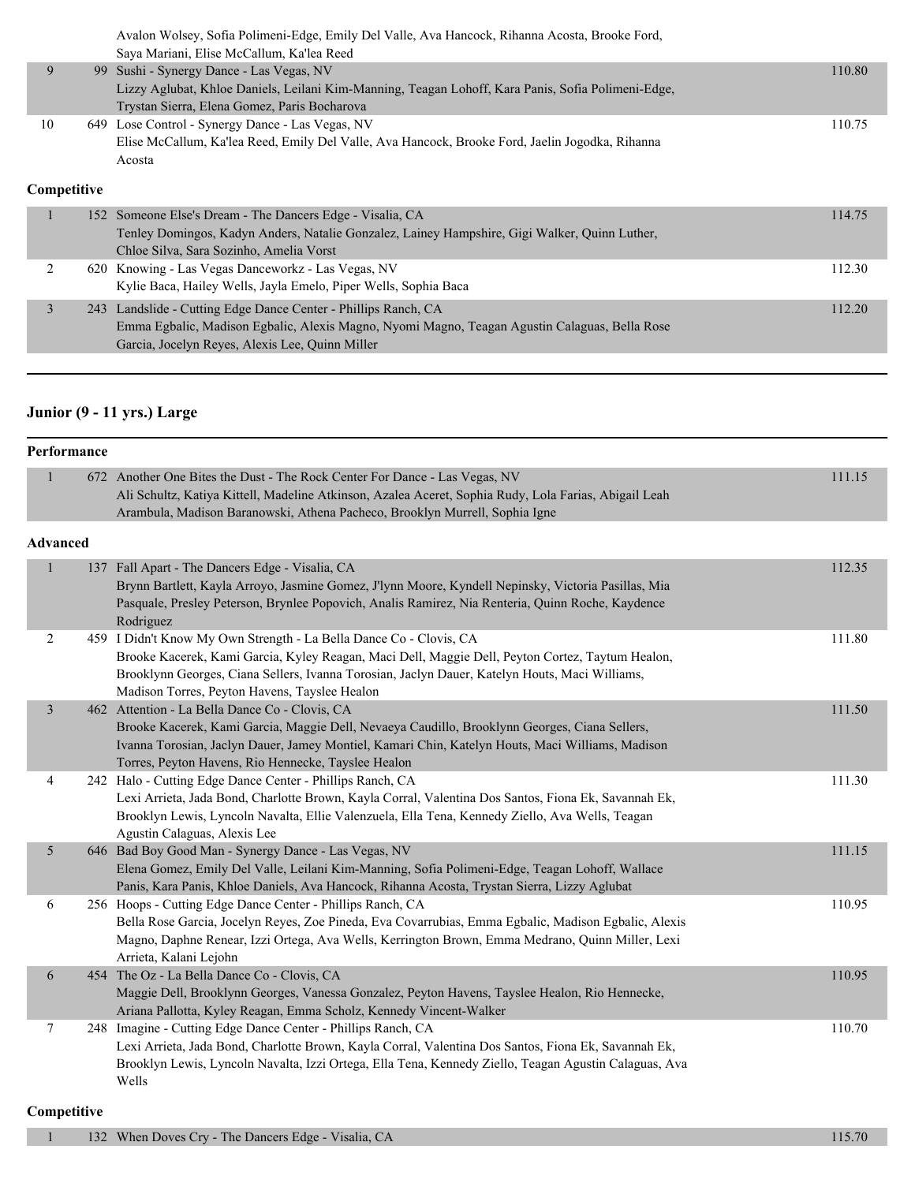| | | | |
|---|---|---|---|
| | | Avalon Wolsey, Sofia Polimeni-Edge, Emily Del Valle, Ava Hancock, Rihanna Acosta, Brooke Ford, Saya Mariani, Elise McCallum, Ka'lea Reed | |
| 9 | 99 | Sushi - Synergy Dance - Las Vegas, NV<br>Lizzy Aglubat, Khloe Daniels, Leilani Kim-Manning, Teagan Lohoff, Kara Panis, Sofia Polimeni-Edge, Trystan Sierra, Elena Gomez, Paris Bocharova | 110.80 |
| 10 | 649 | Lose Control - Synergy Dance - Las Vegas, NV<br>Elise McCallum, Ka'lea Reed, Emily Del Valle, Ava Hancock, Brooke Ford, Jaelin Jogodka, Rihanna Acosta | 110.75 |

**Competitive**

| | | | |
|---|---|---|---|
| 1 | 152 | Someone Else's Dream - The Dancers Edge - Visalia, CA<br>Tenley Domingos, Kadyn Anders, Natalie Gonzalez, Lainey Hampshire, Gigi Walker, Quinn Luther, Chloe Silva, Sara Sozinho, Amelia Vorst | 114.75 |
| 2 | 620 | Knowing - Las Vegas Danceworkz - Las Vegas, NV<br>Kylie Baca, Hailey Wells, Jayla Emelo, Piper Wells, Sophia Baca | 112.30 |
| 3 | 243 | Landslide - Cutting Edge Dance Center - Phillips Ranch, CA<br>Emma Egbalic, Madison Egbalic, Alexis Magno, Nyomi Magno, Teagan Agustin Calaguas, Bella Rose Garcia, Jocelyn Reyes, Alexis Lee, Quinn Miller | 112.20 |

## Junior (9 - 11 yrs.) Large

**Performance**

| | | | |
|---|---|---|---|
| 1 | 672 | Another One Bites the Dust - The Rock Center For Dance - Las Vegas, NV<br>Ali Schultz, Katiya Kittell, Madeline Atkinson, Azalea Aceret, Sophia Rudy, Lola Farias, Abigail Leah Arambula, Madison Baranowski, Athena Pacheco, Brooklyn Murrell, Sophia Igne | 111.15 |

**Advanced**

| | | | |
|---|---|---|---|
| 1 | 137 | Fall Apart - The Dancers Edge - Visalia, CA<br>Brynn Bartlett, Kayla Arroyo, Jasmine Gomez, J'lynn Moore, Kyndell Nepinsky, Victoria Pasillas, Mia Pasquale, Presley Peterson, Brynlee Popovich, Analis Ramirez, Nia Renteria, Quinn Roche, Kaydence Rodriguez | 112.35 |
| 2 | 459 | I Didn't Know My Own Strength - La Bella Dance Co - Clovis, CA<br>Brooke Kacerek, Kami Garcia, Kyley Reagan, Maci Dell, Maggie Dell, Peyton Cortez, Taytum Healon, Brooklynn Georges, Ciana Sellers, Ivanna Torosian, Jaclyn Dauer, Katelyn Houts, Maci Williams, Madison Torres, Peyton Havens, Tayslee Healon | 111.80 |
| 3 | 462 | Attention - La Bella Dance Co - Clovis, CA<br>Brooke Kacerek, Kami Garcia, Maggie Dell, Nevaeya Caudillo, Brooklynn Georges, Ciana Sellers, Ivanna Torosian, Jaclyn Dauer, Jamey Montiel, Kamari Chin, Katelyn Houts, Maci Williams, Madison Torres, Peyton Havens, Rio Hennecke, Tayslee Healon | 111.50 |
| 4 | 242 | Halo - Cutting Edge Dance Center - Phillips Ranch, CA<br>Lexi Arrieta, Jada Bond, Charlotte Brown, Kayla Corral, Valentina Dos Santos, Fiona Ek, Savannah Ek, Brooklyn Lewis, Lyncoln Navalta, Ellie Valenzuela, Ella Tena, Kennedy Ziello, Ava Wells, Teagan Agustin Calaguas, Alexis Lee | 111.30 |
| 5 | 646 | Bad Boy Good Man - Synergy Dance - Las Vegas, NV<br>Elena Gomez, Emily Del Valle, Leilani Kim-Manning, Sofia Polimeni-Edge, Teagan Lohoff, Wallace Panis, Kara Panis, Khloe Daniels, Ava Hancock, Rihanna Acosta, Trystan Sierra, Lizzy Aglubat | 111.15 |
| 6 | 256 | Hoops - Cutting Edge Dance Center - Phillips Ranch, CA<br>Bella Rose Garcia, Jocelyn Reyes, Zoe Pineda, Eva Covarrubias, Emma Egbalic, Madison Egbalic, Alexis Magno, Daphne Renear, Izzi Ortega, Ava Wells, Kerrington Brown, Emma Medrano, Quinn Miller, Lexi Arrieta, Kalani Lejohn | 110.95 |
| 6 | 454 | The Oz - La Bella Dance Co - Clovis, CA<br>Maggie Dell, Brooklynn Georges, Vanessa Gonzalez, Peyton Havens, Tayslee Healon, Rio Hennecke, Ariana Pallotta, Kyley Reagan, Emma Scholz, Kennedy Vincent-Walker | 110.95 |
| 7 | 248 | Imagine - Cutting Edge Dance Center - Phillips Ranch, CA<br>Lexi Arrieta, Jada Bond, Charlotte Brown, Kayla Corral, Valentina Dos Santos, Fiona Ek, Savannah Ek, Brooklyn Lewis, Lyncoln Navalta, Izzi Ortega, Ella Tena, Kennedy Ziello, Teagan Agustin Calaguas, Ava Wells | 110.70 |

**Competitive**

| | | | |
|---|---|---|---|
| 1 | 132 | When Doves Cry - The Dancers Edge - Visalia, CA | 115.70 |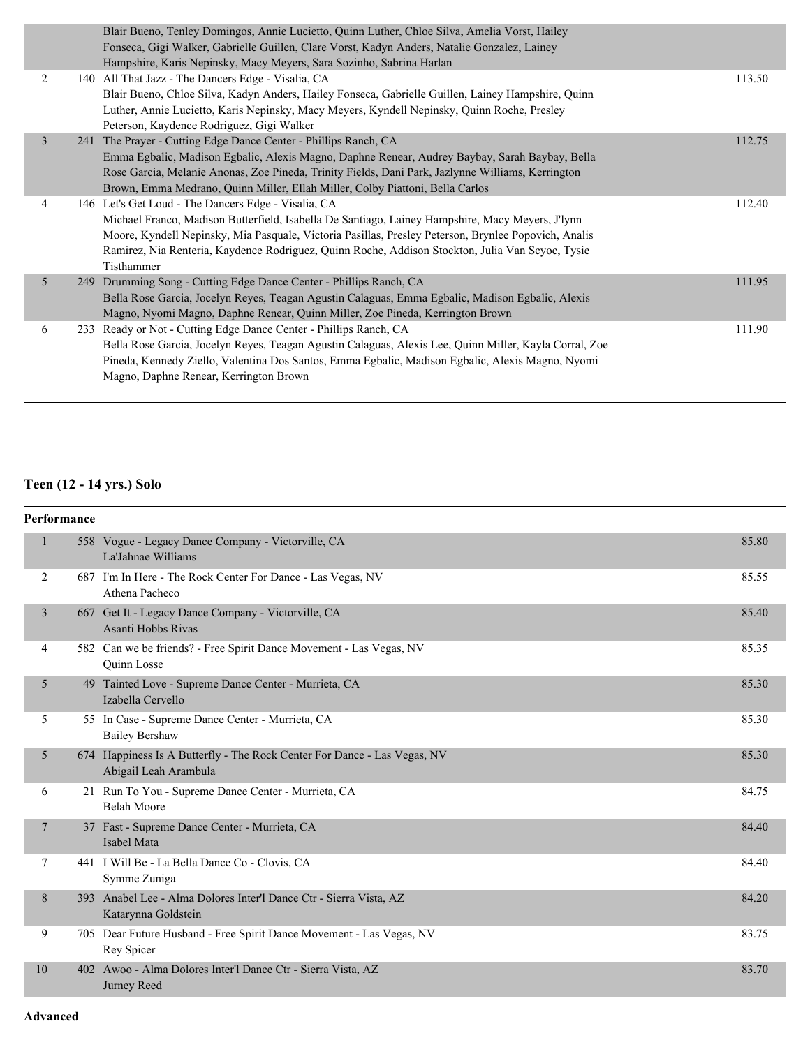| | | | |
|---|---|---|---|
| | | Blair Bueno, Tenley Domingos, Annie Lucietto, Quinn Luther, Chloe Silva, Amelia Vorst, Hailey Fonseca, Gigi Walker, Gabrielle Guillen, Clare Vorst, Kadyn Anders, Natalie Gonzalez, Lainey Hampshire, Karis Nepinsky, Macy Meyers, Sara Sozinho, Sabrina Harlan | |
| 2 | 140 | All That Jazz - The Dancers Edge - Visalia, CA<br>Blair Bueno, Chloe Silva, Kadyn Anders, Hailey Fonseca, Gabrielle Guillen, Lainey Hampshire, Quinn Luther, Annie Lucietto, Karis Nepinsky, Macy Meyers, Kyndell Nepinsky, Quinn Roche, Presley Peterson, Kaydence Rodriguez, Gigi Walker | 113.50 |
| 3 | 241 | The Prayer - Cutting Edge Dance Center - Phillips Ranch, CA<br>Emma Egbalic, Madison Egbalic, Alexis Magno, Daphne Renear, Audrey Baybay, Sarah Baybay, Bella Rose Garcia, Melanie Anonas, Zoe Pineda, Trinity Fields, Dani Park, Jazlynne Williams, Kerrington Brown, Emma Medrano, Quinn Miller, Ellah Miller, Colby Piattoni, Bella Carlos | 112.75 |
| 4 | 146 | Let's Get Loud - The Dancers Edge - Visalia, CA<br>Michael Franco, Madison Butterfield, Isabella De Santiago, Lainey Hampshire, Macy Meyers, J'lynn Moore, Kyndell Nepinsky, Mia Pasquale, Victoria Pasillas, Presley Peterson, Brynlee Popovich, Analis Ramirez, Nia Renteria, Kaydence Rodriguez, Quinn Roche, Addison Stockton, Julia Van Scyoc, Tysie Tisthammer | 112.40 |
| 5 | 249 | Drumming Song - Cutting Edge Dance Center - Phillips Ranch, CA<br>Bella Rose Garcia, Jocelyn Reyes, Teagan Agustin Calaguas, Emma Egbalic, Madison Egbalic, Alexis Magno, Nyomi Magno, Daphne Renear, Quinn Miller, Zoe Pineda, Kerrington Brown | 111.95 |
| 6 | 233 | Ready or Not - Cutting Edge Dance Center - Phillips Ranch, CA<br>Bella Rose Garcia, Jocelyn Reyes, Teagan Agustin Calaguas, Alexis Lee, Quinn Miller, Kayla Corral, Zoe Pineda, Kennedy Ziello, Valentina Dos Santos, Emma Egbalic, Madison Egbalic, Alexis Magno, Nyomi Magno, Daphne Renear, Kerrington Brown | 111.90 |

## Teen (12 - 14 yrs.) Solo

**Performance**

| | | | |
|---|---|---|---|
| 1 | 558 | Vogue - Legacy Dance Company - Victorville, CA<br>La'Jahnae Williams | 85.80 |
| 2 | 687 | I'm In Here - The Rock Center For Dance - Las Vegas, NV<br>Athena Pacheco | 85.55 |
| 3 | 667 | Get It - Legacy Dance Company - Victorville, CA<br>Asanti Hobbs Rivas | 85.40 |
| 4 | 582 | Can we be friends? - Free Spirit Dance Movement - Las Vegas, NV<br>Quinn Losse | 85.35 |
| 5 | 49 | Tainted Love - Supreme Dance Center - Murrieta, CA<br>Izabella Cervello | 85.30 |
| 5 | 55 | In Case - Supreme Dance Center - Murrieta, CA<br>Bailey Bershaw | 85.30 |
| 5 | 674 | Happiness Is A Butterfly - The Rock Center For Dance - Las Vegas, NV<br>Abigail Leah Arambula | 85.30 |
| 6 | 21 | Run To You - Supreme Dance Center - Murrieta, CA<br>Belah Moore | 84.75 |
| 7 | 37 | Fast - Supreme Dance Center - Murrieta, CA<br>Isabel Mata | 84.40 |
| 7 | 441 | I Will Be - La Bella Dance Co - Clovis, CA<br>Symme Zuniga | 84.40 |
| 8 | 393 | Anabel Lee - Alma Dolores Inter'l Dance Ctr - Sierra Vista, AZ<br>Katarynna Goldstein | 84.20 |
| 9 | 705 | Dear Future Husband - Free Spirit Dance Movement - Las Vegas, NV<br>Rey Spicer | 83.75 |
| 10 | 402 | Awoo - Alma Dolores Inter'l Dance Ctr - Sierra Vista, AZ<br>Jurney Reed | 83.70 |

**Advanced**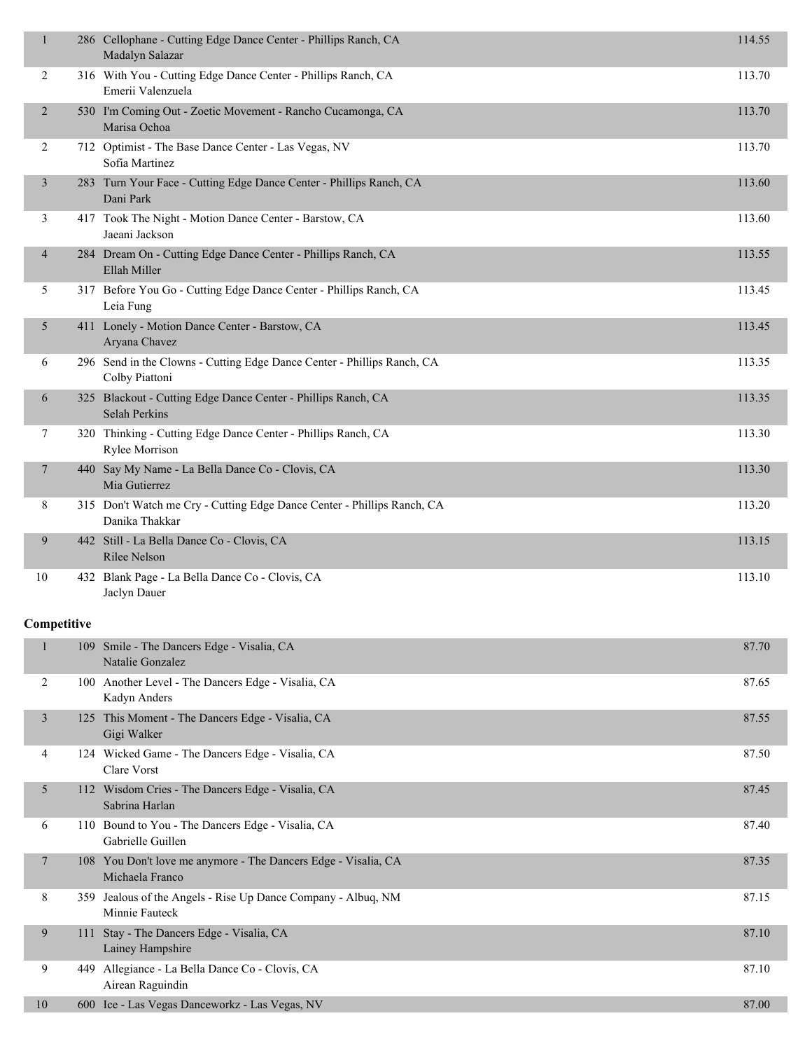| Place | No. | Entry | Score |
|---|---|---|---|
| 1 | 286 | Cellophane - Cutting Edge Dance Center - Phillips Ranch, CA<br>Madalyn Salazar | 114.55 |
| 2 | 316 | With You - Cutting Edge Dance Center - Phillips Ranch, CA<br>Emerii Valenzuela | 113.70 |
| 2 | 530 | I'm Coming Out - Zoetic Movement - Rancho Cucamonga, CA<br>Marisa Ochoa | 113.70 |
| 2 | 712 | Optimist - The Base Dance Center - Las Vegas, NV<br>Sofia Martinez | 113.70 |
| 3 | 283 | Turn Your Face - Cutting Edge Dance Center - Phillips Ranch, CA<br>Dani Park | 113.60 |
| 3 | 417 | Took The Night - Motion Dance Center - Barstow, CA<br>Jaeani Jackson | 113.60 |
| 4 | 284 | Dream On - Cutting Edge Dance Center - Phillips Ranch, CA<br>Ellah Miller | 113.55 |
| 5 | 317 | Before You Go - Cutting Edge Dance Center - Phillips Ranch, CA<br>Leia Fung | 113.45 |
| 5 | 411 | Lonely - Motion Dance Center - Barstow, CA<br>Aryana Chavez | 113.45 |
| 6 | 296 | Send in the Clowns - Cutting Edge Dance Center - Phillips Ranch, CA<br>Colby Piattoni | 113.35 |
| 6 | 325 | Blackout - Cutting Edge Dance Center - Phillips Ranch, CA<br>Selah Perkins | 113.35 |
| 7 | 320 | Thinking - Cutting Edge Dance Center - Phillips Ranch, CA<br>Rylee Morrison | 113.30 |
| 7 | 440 | Say My Name - La Bella Dance Co - Clovis, CA<br>Mia Gutierrez | 113.30 |
| 8 | 315 | Don't Watch me Cry - Cutting Edge Dance Center - Phillips Ranch, CA<br>Danika Thakkar | 113.20 |
| 9 | 442 | Still - La Bella Dance Co - Clovis, CA<br>Rilee Nelson | 113.15 |
| 10 | 432 | Blank Page - La Bella Dance Co - Clovis, CA<br>Jaclyn Dauer | 113.10 |

**Competitive**

| Place | No. | Entry | Score |
|---|---|---|---|
| 1 | 109 | Smile - The Dancers Edge - Visalia, CA<br>Natalie Gonzalez | 87.70 |
| 2 | 100 | Another Level - The Dancers Edge - Visalia, CA<br>Kadyn Anders | 87.65 |
| 3 | 125 | This Moment - The Dancers Edge - Visalia, CA<br>Gigi Walker | 87.55 |
| 4 | 124 | Wicked Game - The Dancers Edge - Visalia, CA<br>Clare Vorst | 87.50 |
| 5 | 112 | Wisdom Cries - The Dancers Edge - Visalia, CA<br>Sabrina Harlan | 87.45 |
| 6 | 110 | Bound to You - The Dancers Edge - Visalia, CA<br>Gabrielle Guillen | 87.40 |
| 7 | 108 | You Don't love me anymore - The Dancers Edge - Visalia, CA<br>Michaela Franco | 87.35 |
| 8 | 359 | Jealous of the Angels - Rise Up Dance Company - Albuq, NM<br>Minnie Fauteck | 87.15 |
| 9 | 111 | Stay - The Dancers Edge - Visalia, CA<br>Lainey Hampshire | 87.10 |
| 9 | 449 | Allegiance - La Bella Dance Co - Clovis, CA<br>Airean Raguindin | 87.10 |
| 10 | 600 | Ice - Las Vegas Danceworkz - Las Vegas, NV | 87.00 |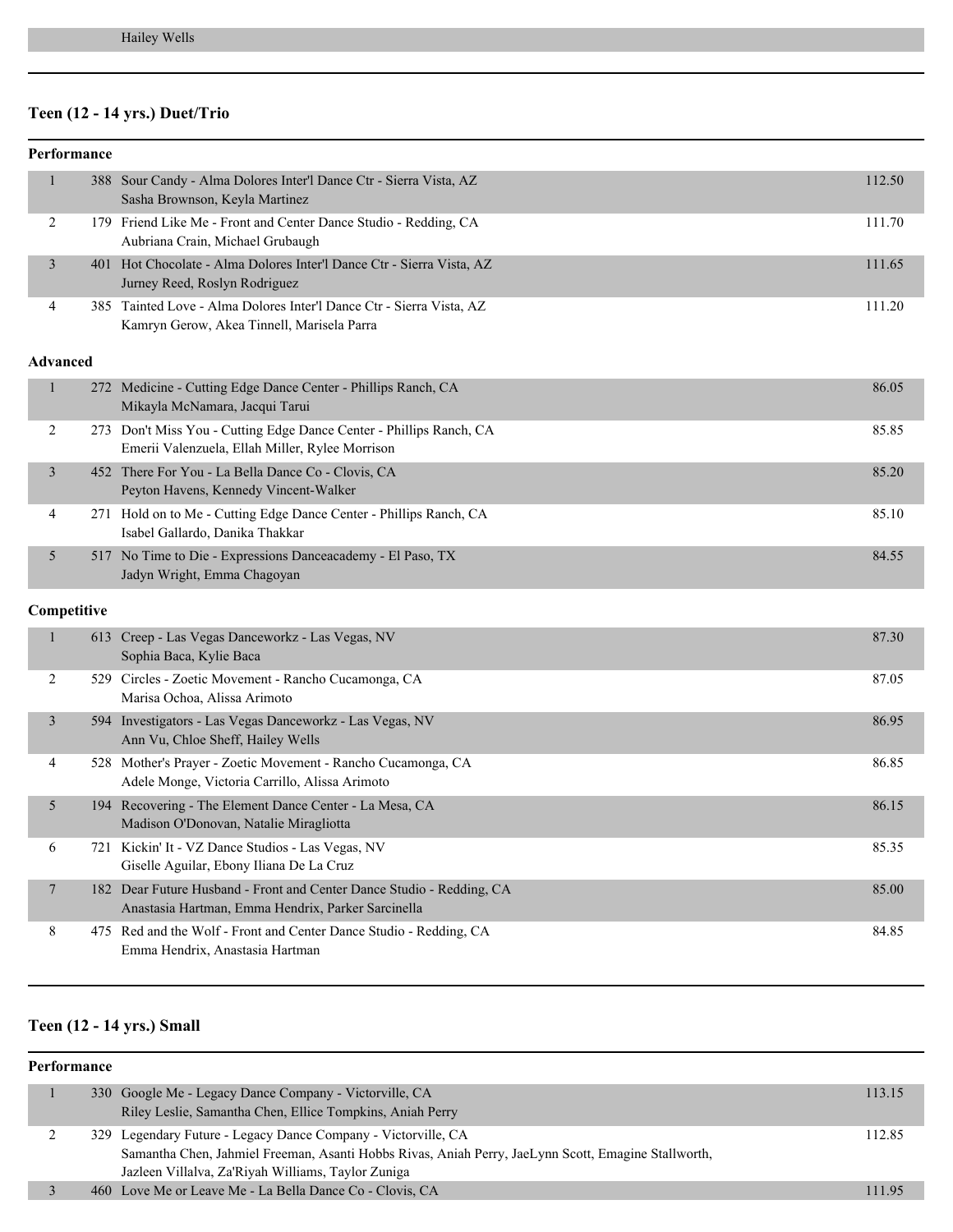Hailey Wells

## Teen (12 - 14 yrs.) Duet/Trio

### Performance

| Place | No. | Routine | Score |
|---|---|---|---|
| 1 | 388 | Sour Candy - Alma Dolores Inter'l Dance Ctr - Sierra Vista, AZ<br>Sasha Brownson, Keyla Martinez | 112.50 |
| 2 | 179 | Friend Like Me - Front and Center Dance Studio - Redding, CA<br>Aubriana Crain, Michael Grubaugh | 111.70 |
| 3 | 401 | Hot Chocolate - Alma Dolores Inter'l Dance Ctr - Sierra Vista, AZ<br>Jurney Reed, Roslyn Rodriguez | 111.65 |
| 4 | 385 | Tainted Love - Alma Dolores Inter'l Dance Ctr - Sierra Vista, AZ<br>Kamryn Gerow, Akea Tinnell, Marisela Parra | 111.20 |

### Advanced

| Place | No. | Routine | Score |
|---|---|---|---|
| 1 | 272 | Medicine - Cutting Edge Dance Center - Phillips Ranch, CA<br>Mikayla McNamara, Jacqui Tarui | 86.05 |
| 2 | 273 | Don't Miss You - Cutting Edge Dance Center - Phillips Ranch, CA<br>Emerii Valenzuela, Ellah Miller, Rylee Morrison | 85.85 |
| 3 | 452 | There For You - La Bella Dance Co - Clovis, CA<br>Peyton Havens, Kennedy Vincent-Walker | 85.20 |
| 4 | 271 | Hold on to Me - Cutting Edge Dance Center - Phillips Ranch, CA<br>Isabel Gallardo, Danika Thakkar | 85.10 |
| 5 | 517 | No Time to Die - Expressions Danceacademy - El Paso, TX<br>Jadyn Wright, Emma Chagoyan | 84.55 |

### Competitive

| Place | No. | Routine | Score |
|---|---|---|---|
| 1 | 613 | Creep - Las Vegas Danceworkz - Las Vegas, NV<br>Sophia Baca, Kylie Baca | 87.30 |
| 2 | 529 | Circles - Zoetic Movement - Rancho Cucamonga, CA<br>Marisa Ochoa, Alissa Arimoto | 87.05 |
| 3 | 594 | Investigators - Las Vegas Danceworkz - Las Vegas, NV<br>Ann Vu, Chloe Sheff, Hailey Wells | 86.95 |
| 4 | 528 | Mother's Prayer - Zoetic Movement - Rancho Cucamonga, CA<br>Adele Monge, Victoria Carrillo, Alissa Arimoto | 86.85 |
| 5 | 194 | Recovering - The Element Dance Center - La Mesa, CA<br>Madison O'Donovan, Natalie Miragliotta | 86.15 |
| 6 | 721 | Kickin' It - VZ Dance Studios - Las Vegas, NV<br>Giselle Aguilar, Ebony Iliana De La Cruz | 85.35 |
| 7 | 182 | Dear Future Husband - Front and Center Dance Studio - Redding, CA<br>Anastasia Hartman, Emma Hendrix, Parker Sarcinella | 85.00 |
| 8 | 475 | Red and the Wolf - Front and Center Dance Studio - Redding, CA<br>Emma Hendrix, Anastasia Hartman | 84.85 |

## Teen (12 - 14 yrs.) Small

### Performance

| Place | No. | Routine | Score |
|---|---|---|---|
| 1 | 330 | Google Me - Legacy Dance Company - Victorville, CA<br>Riley Leslie, Samantha Chen, Ellice Tompkins, Aniah Perry | 113.15 |
| 2 | 329 | Legendary Future - Legacy Dance Company - Victorville, CA<br>Samantha Chen, Jahmiel Freeman, Asanti Hobbs Rivas, Aniah Perry, JaeLynn Scott, Emagine Stallworth, Jazleen Villalva, Za'Riyah Williams, Taylor Zuniga | 112.85 |
| 3 | 460 | Love Me or Leave Me - La Bella Dance Co - Clovis, CA | 111.95 |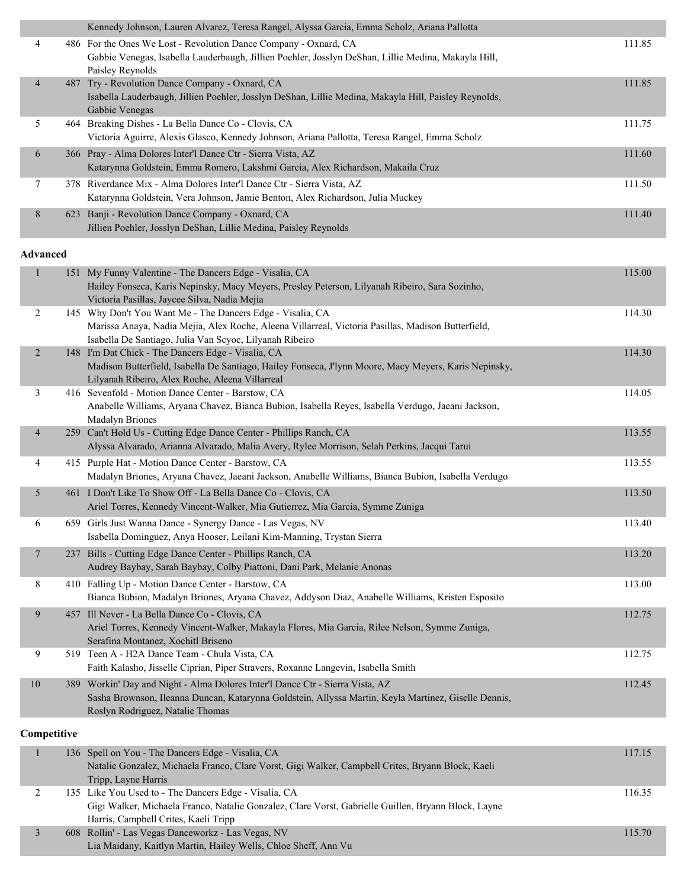| Place | No. | Entry | Score |
|---|---|---|---|
| | | Kennedy Johnson, Lauren Alvarez, Teresa Rangel, Alyssa Garcia, Emma Scholz, Ariana Pallotta | |
| 4 | 486 | For the Ones We Lost - Revolution Dance Company - Oxnard, CA<br>Gabbie Venegas, Isabella Lauderbaugh, Jillien Poehler, Josslyn DeShan, Lillie Medina, Makayla Hill, Paisley Reynolds | 111.85 |
| 4 | 487 | Try - Revolution Dance Company - Oxnard, CA<br>Isabella Lauderbaugh, Jillien Poehler, Josslyn DeShan, Lillie Medina, Makayla Hill, Paisley Reynolds, Gabbie Venegas | 111.85 |
| 5 | 464 | Breaking Dishes - La Bella Dance Co - Clovis, CA<br>Victoria Aguirre, Alexis Glasco, Kennedy Johnson, Ariana Pallotta, Teresa Rangel, Emma Scholz | 111.75 |
| 6 | 366 | Pray - Alma Dolores Inter'l Dance Ctr - Sierra Vista, AZ<br>Katarynna Goldstein, Emma Romero, Lakshmi Garcia, Alex Richardson, Makaila Cruz | 111.60 |
| 7 | 378 | Riverdance Mix - Alma Dolores Inter'l Dance Ctr - Sierra Vista, AZ<br>Katarynna Goldstein, Vera Johnson, Jamie Benton, Alex Richardson, Julia Muckey | 111.50 |
| 8 | 623 | Banji - Revolution Dance Company - Oxnard, CA<br>Jillien Poehler, Josslyn DeShan, Lillie Medina, Paisley Reynolds | 111.40 |

**Advanced**

| Place | No. | Entry | Score |
|---|---|---|---|
| 1 | 151 | My Funny Valentine - The Dancers Edge - Visalia, CA<br>Hailey Fonseca, Karis Nepinsky, Macy Meyers, Presley Peterson, Lilyanah Ribeiro, Sara Sozinho, Victoria Pasillas, Jaycee Silva, Nadia Mejia | 115.00 |
| 2 | 145 | Why Don't You Want Me - The Dancers Edge - Visalia, CA<br>Marissa Anaya, Nadia Mejia, Alex Roche, Aleena Villarreal, Victoria Pasillas, Madison Butterfield, Isabella De Santiago, Julia Van Scyoc, Lilyanah Ribeiro | 114.30 |
| 2 | 148 | I'm Dat Chick - The Dancers Edge - Visalia, CA<br>Madison Butterfield, Isabella De Santiago, Hailey Fonseca, J'lynn Moore, Macy Meyers, Karis Nepinsky, Lilyanah Ribeiro, Alex Roche, Aleena Villarreal | 114.30 |
| 3 | 416 | Sevenfold - Motion Dance Center - Barstow, CA<br>Anabelle Williams, Aryana Chavez, Bianca Bubion, Isabella Reyes, Isabella Verdugo, Jaeani Jackson, Madalyn Briones | 114.05 |
| 4 | 259 | Can't Hold Us - Cutting Edge Dance Center - Phillips Ranch, CA<br>Alyssa Alvarado, Arianna Alvarado, Malia Avery, Rylee Morrison, Selah Perkins, Jacqui Tarui | 113.55 |
| 4 | 415 | Purple Hat - Motion Dance Center - Barstow, CA<br>Madalyn Briones, Aryana Chavez, Jaeani Jackson, Anabelle Williams, Bianca Bubion, Isabella Verdugo | 113.55 |
| 5 | 461 | I Don't Like To Show Off - La Bella Dance Co - Clovis, CA<br>Ariel Torres, Kennedy Vincent-Walker, Mia Gutierrez, Mia Garcia, Symme Zuniga | 113.50 |
| 6 | 659 | Girls Just Wanna Dance - Synergy Dance - Las Vegas, NV<br>Isabella Dominguez, Anya Hooser, Leilani Kim-Manning, Trystan Sierra | 113.40 |
| 7 | 237 | Bills - Cutting Edge Dance Center - Phillips Ranch, CA<br>Audrey Baybay, Sarah Baybay, Colby Piattoni, Dani Park, Melanie Anonas | 113.20 |
| 8 | 410 | Falling Up - Motion Dance Center - Barstow, CA<br>Bianca Bubion, Madalyn Briones, Aryana Chavez, Addyson Diaz, Anabelle Williams, Kristen Esposito | 113.00 |
| 9 | 457 | Ill Never - La Bella Dance Co - Clovis, CA<br>Ariel Torres, Kennedy Vincent-Walker, Makayla Flores, Mia Garcia, Rilee Nelson, Symme Zuniga, Serafina Montanez, Xochitl Briseno | 112.75 |
| 9 | 519 | Teen A - H2A Dance Team - Chula Vista, CA<br>Faith Kalasho, Jisselle Ciprian, Piper Stravers, Roxanne Langevin, Isabella Smith | 112.75 |
| 10 | 389 | Workin' Day and Night - Alma Dolores Inter'l Dance Ctr - Sierra Vista, AZ<br>Sasha Brownson, Ileanna Duncan, Katarynna Goldstein, Allyssa Martin, Keyla Martinez, Giselle Dennis, Roslyn Rodriguez, Natalie Thomas | 112.45 |

**Competitive**

| Place | No. | Entry | Score |
|---|---|---|---|
| 1 | 136 | Spell on You - The Dancers Edge - Visalia, CA<br>Natalie Gonzalez, Michaela Franco, Clare Vorst, Gigi Walker, Campbell Crites, Bryann Block, Kaeli Tripp, Layne Harris | 117.15 |
| 2 | 135 | Like You Used to - The Dancers Edge - Visalia, CA<br>Gigi Walker, Michaela Franco, Natalie Gonzalez, Clare Vorst, Gabrielle Guillen, Bryann Block, Layne Harris, Campbell Crites, Kaeli Tripp | 116.35 |
| 3 | 608 | Rollin' - Las Vegas Danceworkz - Las Vegas, NV<br>Lia Maidany, Kaitlyn Martin, Hailey Wells, Chloe Sheff, Ann Vu | 115.70 |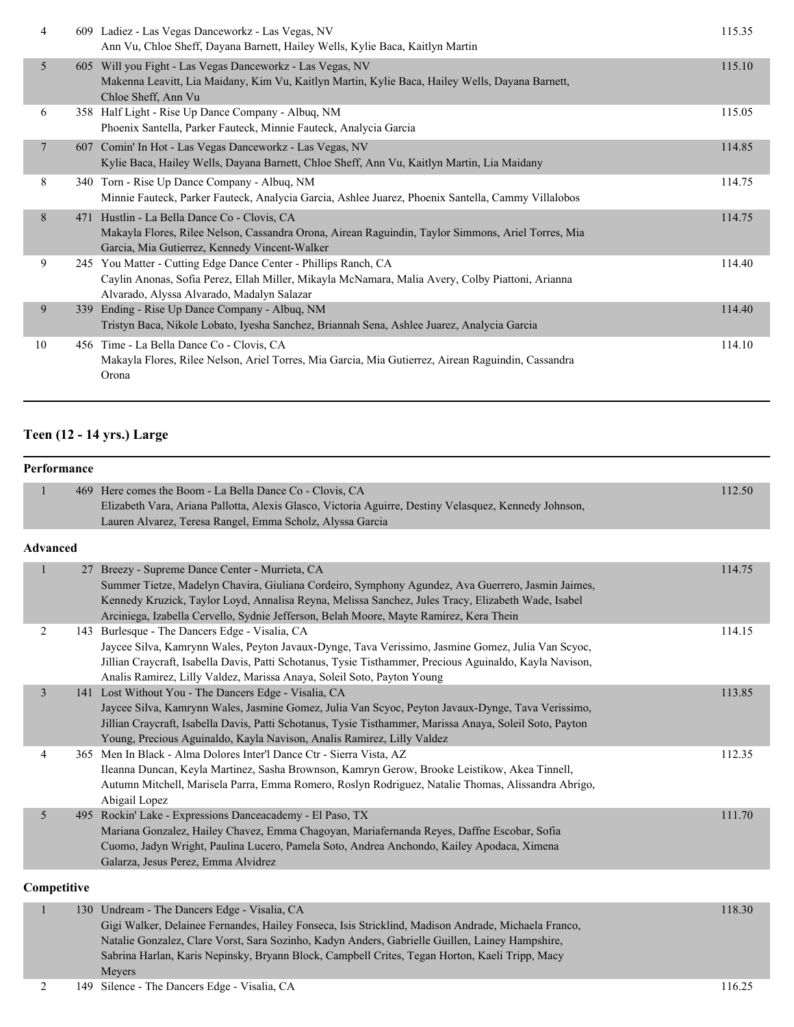| Place | No. | Entry | Score |
|---|---|---|---|
| 4 | 609 | Ladiez - Las Vegas Danceworkz - Las Vegas, NV<br>Ann Vu, Chloe Sheff, Dayana Barnett, Hailey Wells, Kylie Baca, Kaitlyn Martin | 115.35 |
| 5 | 605 | Will you Fight - Las Vegas Danceworkz - Las Vegas, NV<br>Makenna Leavitt, Lia Maidany, Kim Vu, Kaitlyn Martin, Kylie Baca, Hailey Wells, Dayana Barnett, Chloe Sheff, Ann Vu | 115.10 |
| 6 | 358 | Half Light - Rise Up Dance Company - Albuq, NM<br>Phoenix Santella, Parker Fauteck, Minnie Fauteck, Analycia Garcia | 115.05 |
| 7 | 607 | Comin' In Hot - Las Vegas Danceworkz - Las Vegas, NV<br>Kylie Baca, Hailey Wells, Dayana Barnett, Chloe Sheff, Ann Vu, Kaitlyn Martin, Lia Maidany | 114.85 |
| 8 | 340 | Torn - Rise Up Dance Company - Albuq, NM<br>Minnie Fauteck, Parker Fauteck, Analycia Garcia, Ashlee Juarez, Phoenix Santella, Cammy Villalobos | 114.75 |
| 8 | 471 | Hustlin - La Bella Dance Co - Clovis, CA<br>Makayla Flores, Rilee Nelson, Cassandra Orona, Airean Raguindin, Taylor Simmons, Ariel Torres, Mia Garcia, Mia Gutierrez, Kennedy Vincent-Walker | 114.75 |
| 9 | 245 | You Matter - Cutting Edge Dance Center - Phillips Ranch, CA<br>Caylin Anonas, Sofia Perez, Ellah Miller, Mikayla McNamara, Malia Avery, Colby Piattoni, Arianna Alvarado, Alyssa Alvarado, Madalyn Salazar | 114.40 |
| 9 | 339 | Ending - Rise Up Dance Company - Albuq, NM<br>Tristyn Baca, Nikole Lobato, Iyesha Sanchez, Briannah Sena, Ashlee Juarez, Analycia Garcia | 114.40 |
| 10 | 456 | Time - La Bella Dance Co - Clovis, CA<br>Makayla Flores, Rilee Nelson, Ariel Torres, Mia Garcia, Mia Gutierrez, Airean Raguindin, Cassandra Orona | 114.10 |

## Teen (12 - 14 yrs.) Large

### Performance

| Place | No. | Entry | Score |
|---|---|---|---|
| 1 | 469 | Here comes the Boom - La Bella Dance Co - Clovis, CA<br>Elizabeth Vara, Ariana Pallotta, Alexis Glasco, Victoria Aguirre, Destiny Velasquez, Kennedy Johnson, Lauren Alvarez, Teresa Rangel, Emma Scholz, Alyssa Garcia | 112.50 |

### Advanced

| Place | No. | Entry | Score |
|---|---|---|---|
| 1 | 27 | Breezy - Supreme Dance Center - Murrieta, CA<br>Summer Tietze, Madelyn Chavira, Giuliana Cordeiro, Symphony Agundez, Ava Guerrero, Jasmin Jaimes, Kennedy Kruzick, Taylor Loyd, Annalisa Reyna, Melissa Sanchez, Jules Tracy, Elizabeth Wade, Isabel Arciniega, Izabella Cervello, Sydnie Jefferson, Belah Moore, Mayte Ramirez, Kera Thein | 114.75 |
| 2 | 143 | Burlesque - The Dancers Edge - Visalia, CA<br>Jaycee Silva, Kamrynn Wales, Peyton Javaux-Dynge, Tava Verissimo, Jasmine Gomez, Julia Van Scyoc, Jillian Craycraft, Isabella Davis, Patti Schotanus, Tysie Tisthammer, Precious Aguinaldo, Kayla Navison, Analis Ramirez, Lilly Valdez, Marissa Anaya, Soleil Soto, Payton Young | 114.15 |
| 3 | 141 | Lost Without You - The Dancers Edge - Visalia, CA<br>Jaycee Silva, Kamrynn Wales, Jasmine Gomez, Julia Van Scyoc, Peyton Javaux-Dynge, Tava Verissimo, Jillian Craycraft, Isabella Davis, Patti Schotanus, Tysie Tisthammer, Marissa Anaya, Soleil Soto, Payton Young, Precious Aguinaldo, Kayla Navison, Analis Ramirez, Lilly Valdez | 113.85 |
| 4 | 365 | Men In Black - Alma Dolores Inter'l Dance Ctr - Sierra Vista, AZ<br>Ileanna Duncan, Keyla Martinez, Sasha Brownson, Kamryn Gerow, Brooke Leistikow, Akea Tinnell, Autumn Mitchell, Marisela Parra, Emma Romero, Roslyn Rodriguez, Natalie Thomas, Alissandra Abrigo, Abigail Lopez | 112.35 |
| 5 | 495 | Rockin' Lake - Expressions Danceacademy - El Paso, TX<br>Mariana Gonzalez, Hailey Chavez, Emma Chagoyan, Mariafernanda Reyes, Daffne Escobar, Sofia Cuomo, Jadyn Wright, Paulina Lucero, Pamela Soto, Andrea Anchondo, Kailey Apodaca, Ximena Galarza, Jesus Perez, Emma Alvidrez | 111.70 |

### Competitive

| Place | No. | Entry | Score |
|---|---|---|---|
| 1 | 130 | Undream - The Dancers Edge - Visalia, CA<br>Gigi Walker, Delainee Fernandes, Hailey Fonseca, Isis Stricklind, Madison Andrade, Michaela Franco, Natalie Gonzalez, Clare Vorst, Sara Sozinho, Kadyn Anders, Gabrielle Guillen, Lainey Hampshire, Sabrina Harlan, Karis Nepinsky, Bryann Block, Campbell Crites, Tegan Horton, Kaeli Tripp, Macy Meyers | 118.30 |
| 2 | 149 | Silence - The Dancers Edge - Visalia, CA | 116.25 |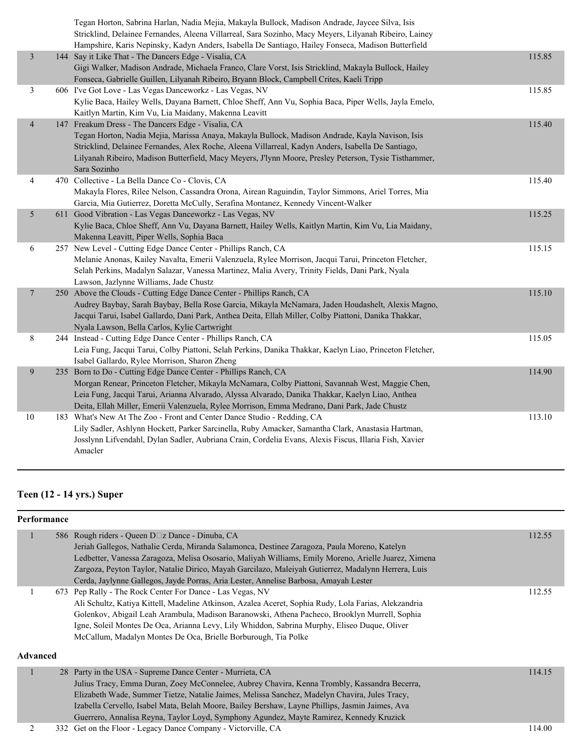| | | | |
|---|---|---|---|
| | | Tegan Horton, Sabrina Harlan, Nadia Mejia, Makayla Bullock, Madison Andrade, Jaycee Silva, Isis Stricklind, Delainee Fernandes, Aleena Villarreal, Sara Sozinho, Macy Meyers, Lilyanah Ribeiro, Lainey Hampshire, Karis Nepinsky, Kadyn Anders, Isabella De Santiago, Hailey Fonseca, Madison Butterfield | |
| 3 | 144 | Say it Like That - The Dancers Edge - Visalia, CA<br>Gigi Walker, Madison Andrade, Michaela Franco, Clare Vorst, Isis Stricklind, Makayla Bullock, Hailey Fonseca, Gabrielle Guillen, Lilyanah Ribeiro, Bryann Block, Campbell Crites, Kaeli Tripp | 115.85 |
| 3 | 606 | I've Got Love - Las Vegas Danceworkz - Las Vegas, NV<br>Kylie Baca, Hailey Wells, Dayana Barnett, Chloe Sheff, Ann Vu, Sophia Baca, Piper Wells, Jayla Emelo, Kaitlyn Martin, Kim Vu, Lia Maidany, Makenna Leavitt | 115.85 |
| 4 | 147 | Freakum Dress - The Dancers Edge - Visalia, CA<br>Tegan Horton, Nadia Mejia, Marissa Anaya, Makayla Bullock, Madison Andrade, Kayla Navison, Isis Stricklind, Delainee Fernandes, Alex Roche, Aleena Villarreal, Kadyn Anders, Isabella De Santiago, Lilyanah Ribeiro, Madison Butterfield, Macy Meyers, J'lynn Moore, Presley Peterson, Tysie Tisthammer, Sara Sozinho | 115.40 |
| 4 | 470 | Collective - La Bella Dance Co - Clovis, CA<br>Makayla Flores, Rilee Nelson, Cassandra Orona, Airean Raguindin, Taylor Simmons, Ariel Torres, Mia Garcia, Mia Gutierrez, Doretta McCully, Serafina Montanez, Kennedy Vincent-Walker | 115.40 |
| 5 | 611 | Good Vibration - Las Vegas Danceworkz - Las Vegas, NV<br>Kylie Baca, Chloe Sheff, Ann Vu, Dayana Barnett, Hailey Wells, Kaitlyn Martin, Kim Vu, Lia Maidany, Makenna Leavitt, Piper Wells, Sophia Baca | 115.25 |
| 6 | 257 | New Level - Cutting Edge Dance Center - Phillips Ranch, CA<br>Melanie Anonas, Kailey Navalta, Emerii Valenzuela, Rylee Morrison, Jacqui Tarui, Princeton Fletcher, Selah Perkins, Madalyn Salazar, Vanessa Martinez, Malia Avery, Trinity Fields, Dani Park, Nyala Lawson, Jazlynne Williams, Jade Chustz | 115.15 |
| 7 | 250 | Above the Clouds - Cutting Edge Dance Center - Phillips Ranch, CA<br>Audrey Baybay, Sarah Baybay, Bella Rose Garcia, Mikayla McNamara, Jaden Houdashelt, Alexis Magno, Jacqui Tarui, Isabel Gallardo, Dani Park, Anthea Deita, Ellah Miller, Colby Piattoni, Danika Thakkar, Nyala Lawson, Bella Carlos, Kylie Cartwright | 115.10 |
| 8 | 244 | Instead - Cutting Edge Dance Center - Phillips Ranch, CA<br>Leia Fung, Jacqui Tarui, Colby Piattoni, Selah Perkins, Danika Thakkar, Kaelyn Liao, Princeton Fletcher, Isabel Gallardo, Rylee Morrison, Sharon Zheng | 115.05 |
| 9 | 235 | Born to Do - Cutting Edge Dance Center - Phillips Ranch, CA<br>Morgan Renear, Princeton Fletcher, Mikayla McNamara, Colby Piattoni, Savannah West, Maggie Chen, Leia Fung, Jacqui Tarui, Arianna Alvarado, Alyssa Alvarado, Danika Thakkar, Kaelyn Liao, Anthea Deita, Ellah Miller, Emerii Valenzuela, Rylee Morrison, Emma Medrano, Dani Park, Jade Chustz | 114.90 |
| 10 | 183 | What's New At The Zoo - Front and Center Dance Studio - Redding, CA<br>Lily Sadler, Ashlynn Hockett, Parker Sarcinella, Ruby Amacker, Samantha Clark, Anastasia Hartman, Josslynn Lifvendahl, Dylan Sadler, Aubriana Crain, Cordelia Evans, Alexis Fiscus, Illaria Fish, Xavier Amacler | 113.10 |

## Teen (12 - 14 yrs.) Super

### Performance

| | | | |
|---|---|---|---|
| 1 | 586 | Rough riders - Queen D□z Dance - Dinuba, CA<br>Jeriah Gallegos, Nathalie Cerda, Miranda Salamonca, Destinee Zaragoza, Paula Moreno, Katelyn Ledbetter, Vanessa Zaragoza, Melisa Ososario, Maliyah Williams, Emily Moreno, Arielle Juarez, Ximena Zargoza, Peyton Taylor, Natalie Dirico, Mayah Garcilazo, Maleiyah Gutierrez, Madalynn Herrera, Luis Cerda, Jaylynne Gallegos, Jayde Porras, Aria Lester, Annelise Barbosa, Amayah Lester | 112.55 |
| 1 | 673 | Pep Rally - The Rock Center For Dance - Las Vegas, NV<br>Ali Schultz, Katiya Kittell, Madeline Atkinson, Azalea Aceret, Sophia Rudy, Lola Farias, Alekzandria Golenkov, Abigail Leah Arambula, Madison Baranowski, Athena Pacheco, Brooklyn Murrell, Sophia Igne, Soleil Montes De Oca, Arianna Levy, Lily Whiddon, Sabrina Murphy, Eliseo Duque, Oliver McCallum, Madalyn Montes De Oca, Brielle Borburough, Tia Polke | 112.55 |

### Advanced

| | | | |
|---|---|---|---|
| 1 | 28 | Party in the USA - Supreme Dance Center - Murrieta, CA<br>Julius Tracy, Emma Duran, Zoey McConnelee, Aubrey Chavira, Kenna Trombly, Kassandra Becerra, Elizabeth Wade, Summer Tietze, Natalie Jaimes, Melissa Sanchez, Madelyn Chavira, Jules Tracy, Izabella Cervello, Isabel Mata, Belah Moore, Bailey Bershaw, Layne Phillips, Jasmin Jaimes, Ava Guerrero, Annalisa Reyna, Taylor Loyd, Symphony Agundez, Mayte Ramirez, Kennedy Kruzick | 114.15 |
| 2 | 332 | Get on the Floor - Legacy Dance Company - Victorville, CA | 114.00 |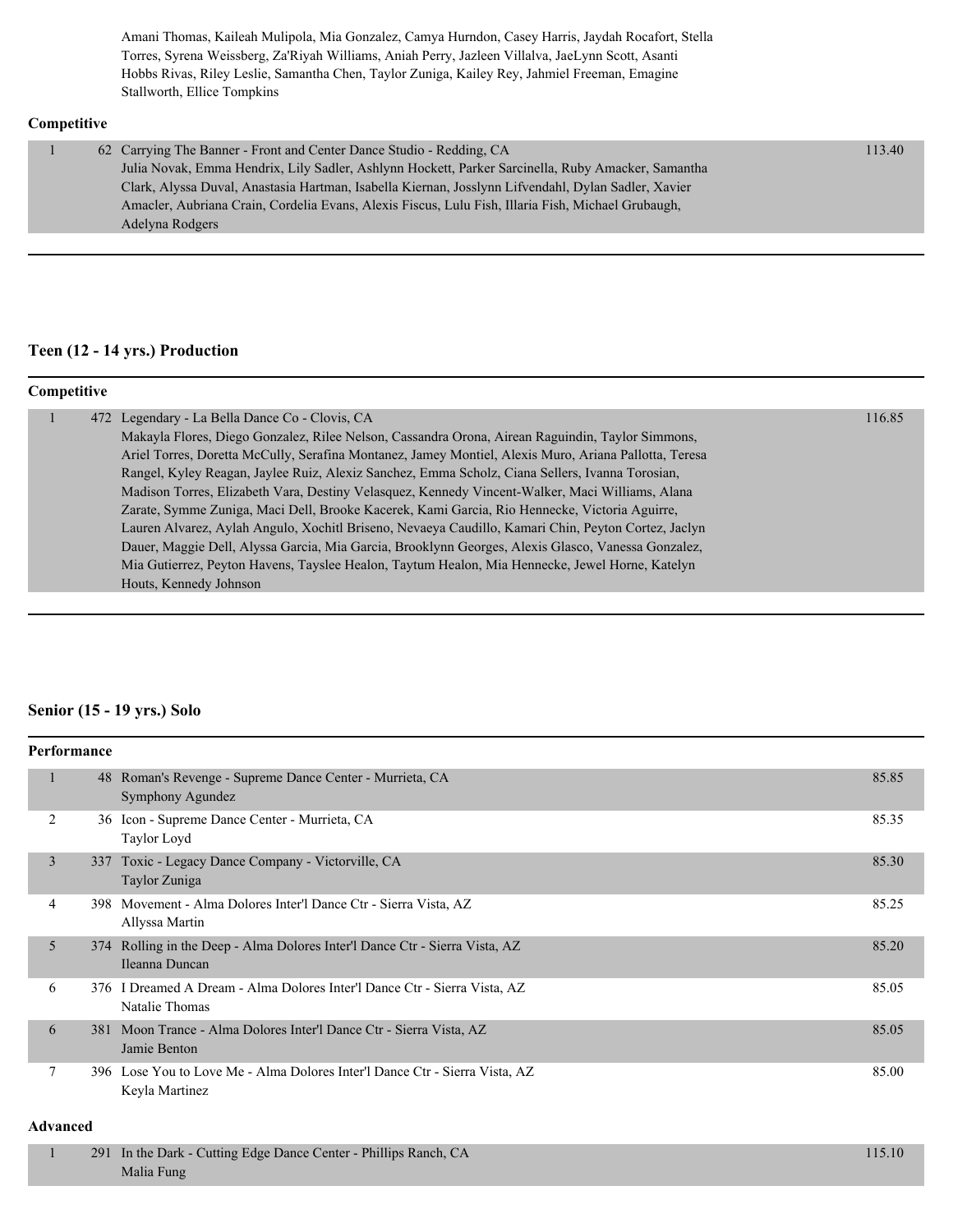Amani Thomas, Kaileah Mulipola, Mia Gonzalez, Camya Hurndon, Casey Harris, Jaydah Rocafort, Stella Torres, Syrena Weissberg, Za'Riyah Williams, Aniah Perry, Jazleen Villalva, JaeLynn Scott, Asanti Hobbs Rivas, Riley Leslie, Samantha Chen, Taylor Zuniga, Kailey Rey, Jahmiel Freeman, Emagine Stallworth, Ellice Tompkins

**Competitive**

| | | | |
|---|---|---|---|
| 1 | 62 | Carrying The Banner - Front and Center Dance Studio - Redding, CA<br>Julia Novak, Emma Hendrix, Lily Sadler, Ashlynn Hockett, Parker Sarcinella, Ruby Amacker, Samantha Clark, Alyssa Duval, Anastasia Hartman, Isabella Kiernan, Josslynn Lifvendahl, Dylan Sadler, Xavier Amacler, Aubriana Crain, Cordelia Evans, Alexis Fiscus, Lulu Fish, Illaria Fish, Michael Grubaugh, Adelyna Rodgers | 113.40 |

## Teen (12 - 14 yrs.) Production

**Competitive**

| | | | |
|---|---|---|---|
| 1 | 472 | Legendary - La Bella Dance Co - Clovis, CA<br>Makayla Flores, Diego Gonzalez, Rilee Nelson, Cassandra Orona, Airean Raguindin, Taylor Simmons, Ariel Torres, Doretta McCully, Serafina Montanez, Jamey Montiel, Alexis Muro, Ariana Pallotta, Teresa Rangel, Kyley Reagan, Jaylee Ruiz, Alexiz Sanchez, Emma Scholz, Ciana Sellers, Ivanna Torosian, Madison Torres, Elizabeth Vara, Destiny Velasquez, Kennedy Vincent-Walker, Maci Williams, Alana Zarate, Symme Zuniga, Maci Dell, Brooke Kacerek, Kami Garcia, Rio Hennecke, Victoria Aguirre, Lauren Alvarez, Aylah Angulo, Xochitl Briseno, Nevaeya Caudillo, Kamari Chin, Peyton Cortez, Jaclyn Dauer, Maggie Dell, Alyssa Garcia, Mia Garcia, Brooklynn Georges, Alexis Glasco, Vanessa Gonzalez, Mia Gutierrez, Peyton Havens, Tayslee Healon, Taytum Healon, Mia Hennecke, Jewel Horne, Katelyn Houts, Kennedy Johnson | 116.85 |

## Senior (15 - 19 yrs.) Solo

**Performance**

| | | | |
|---|---|---|---|
| 1 | 48 | Roman's Revenge - Supreme Dance Center - Murrieta, CA<br>Symphony Agundez | 85.85 |
| 2 | 36 | Icon - Supreme Dance Center - Murrieta, CA<br>Taylor Loyd | 85.35 |
| 3 | 337 | Toxic - Legacy Dance Company - Victorville, CA<br>Taylor Zuniga | 85.30 |
| 4 | 398 | Movement - Alma Dolores Inter'l Dance Ctr - Sierra Vista, AZ<br>Allyssa Martin | 85.25 |
| 5 | 374 | Rolling in the Deep - Alma Dolores Inter'l Dance Ctr - Sierra Vista, AZ<br>Ileanna Duncan | 85.20 |
| 6 | 376 | I Dreamed A Dream - Alma Dolores Inter'l Dance Ctr - Sierra Vista, AZ<br>Natalie Thomas | 85.05 |
| 6 | 381 | Moon Trance - Alma Dolores Inter'l Dance Ctr - Sierra Vista, AZ<br>Jamie Benton | 85.05 |
| 7 | 396 | Lose You to Love Me - Alma Dolores Inter'l Dance Ctr - Sierra Vista, AZ<br>Keyla Martinez | 85.00 |

**Advanced**

| | | | |
|---|---|---|---|
| 1 | 291 | In the Dark - Cutting Edge Dance Center - Phillips Ranch, CA<br>Malia Fung | 115.10 |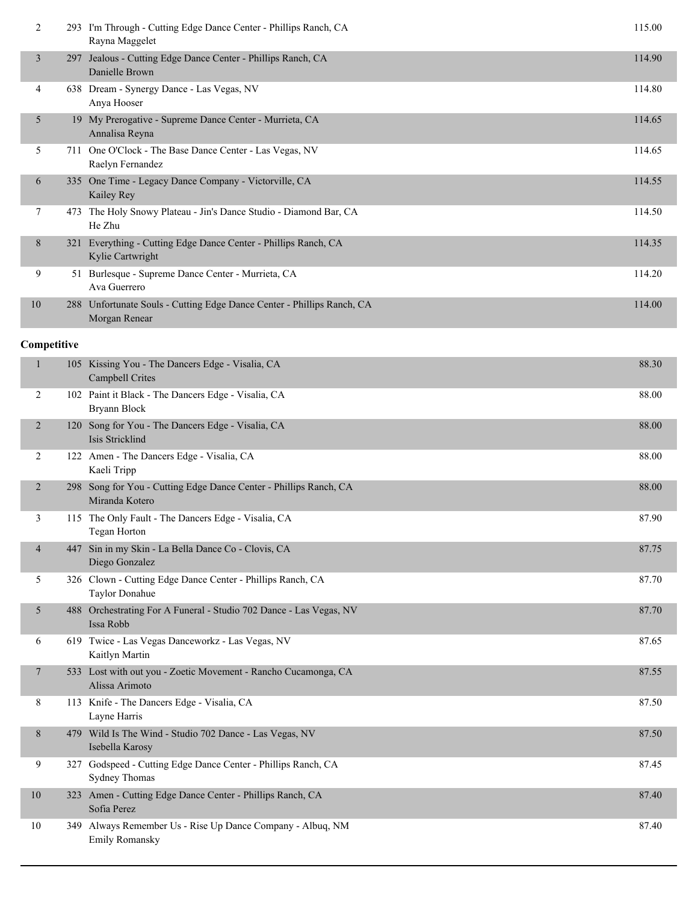| Place | No. | Entry | Score |
|---|---|---|---|
| 2 | 293 | I'm Through - Cutting Edge Dance Center - Phillips Ranch, CA<br>Rayna Maggelet | 115.00 |
| 3 | 297 | Jealous - Cutting Edge Dance Center - Phillips Ranch, CA<br>Danielle Brown | 114.90 |
| 4 | 638 | Dream - Synergy Dance - Las Vegas, NV<br>Anya Hooser | 114.80 |
| 5 | 19 | My Prerogative - Supreme Dance Center - Murrieta, CA<br>Annalisa Reyna | 114.65 |
| 5 | 711 | One O'Clock - The Base Dance Center - Las Vegas, NV<br>Raelyn Fernandez | 114.65 |
| 6 | 335 | One Time - Legacy Dance Company - Victorville, CA<br>Kailey Rey | 114.55 |
| 7 | 473 | The Holy Snowy Plateau - Jin's Dance Studio - Diamond Bar, CA<br>He Zhu | 114.50 |
| 8 | 321 | Everything - Cutting Edge Dance Center - Phillips Ranch, CA<br>Kylie Cartwright | 114.35 |
| 9 | 51 | Burlesque - Supreme Dance Center - Murrieta, CA<br>Ava Guerrero | 114.20 |
| 10 | 288 | Unfortunate Souls - Cutting Edge Dance Center - Phillips Ranch, CA<br>Morgan Renear | 114.00 |

**Competitive**

| Place | No. | Entry | Score |
|---|---|---|---|
| 1 | 105 | Kissing You - The Dancers Edge - Visalia, CA<br>Campbell Crites | 88.30 |
| 2 | 102 | Paint it Black - The Dancers Edge - Visalia, CA<br>Bryann Block | 88.00 |
| 2 | 120 | Song for You - The Dancers Edge - Visalia, CA<br>Isis Stricklind | 88.00 |
| 2 | 122 | Amen - The Dancers Edge - Visalia, CA<br>Kaeli Tripp | 88.00 |
| 2 | 298 | Song for You - Cutting Edge Dance Center - Phillips Ranch, CA<br>Miranda Kotero | 88.00 |
| 3 | 115 | The Only Fault - The Dancers Edge - Visalia, CA<br>Tegan Horton | 87.90 |
| 4 | 447 | Sin in my Skin - La Bella Dance Co - Clovis, CA<br>Diego Gonzalez | 87.75 |
| 5 | 326 | Clown - Cutting Edge Dance Center - Phillips Ranch, CA<br>Taylor Donahue | 87.70 |
| 5 | 488 | Orchestrating For A Funeral - Studio 702 Dance - Las Vegas, NV<br>Issa Robb | 87.70 |
| 6 | 619 | Twice - Las Vegas Danceworkz - Las Vegas, NV<br>Kaitlyn Martin | 87.65 |
| 7 | 533 | Lost with out you - Zoetic Movement - Rancho Cucamonga, CA<br>Alissa Arimoto | 87.55 |
| 8 | 113 | Knife - The Dancers Edge - Visalia, CA<br>Layne Harris | 87.50 |
| 8 | 479 | Wild Is The Wind - Studio 702 Dance - Las Vegas, NV<br>Isebella Karosy | 87.50 |
| 9 | 327 | Godspeed - Cutting Edge Dance Center - Phillips Ranch, CA<br>Sydney Thomas | 87.45 |
| 10 | 323 | Amen - Cutting Edge Dance Center - Phillips Ranch, CA<br>Sofia Perez | 87.40 |
| 10 | 349 | Always Remember Us - Rise Up Dance Company - Albuq, NM<br>Emily Romansky | 87.40 |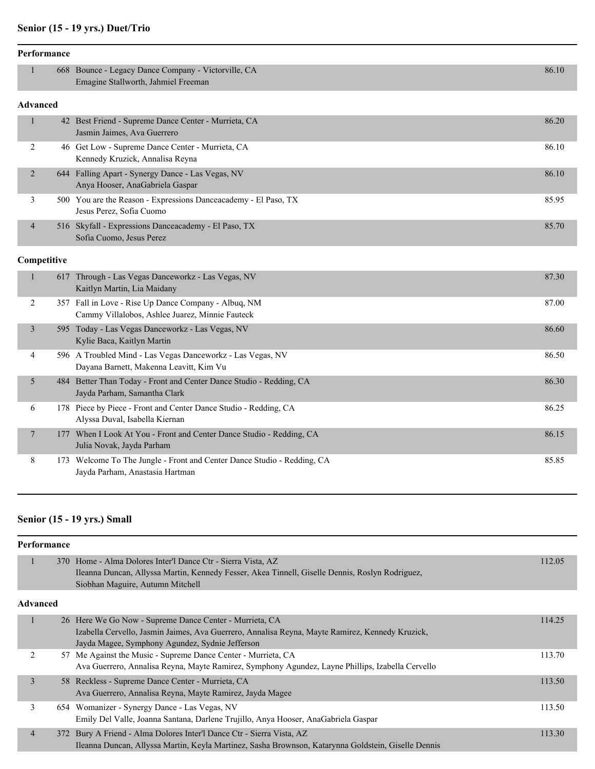## Senior (15 - 19 yrs.) Duet/Trio

### Performance

| Place | No. | Entry | Score |
|---|---|---|---|
| 1 | 668 | Bounce - Legacy Dance Company - Victorville, CA<br>Emagine Stallworth, Jahmiel Freeman | 86.10 |

### Advanced

| Place | No. | Entry | Score |
|---|---|---|---|
| 1 | 42 | Best Friend - Supreme Dance Center - Murrieta, CA<br>Jasmin Jaimes, Ava Guerrero | 86.20 |
| 2 | 46 | Get Low - Supreme Dance Center - Murrieta, CA<br>Kennedy Kruzick, Annalisa Reyna | 86.10 |
| 2 | 644 | Falling Apart - Synergy Dance - Las Vegas, NV<br>Anya Hooser, AnaGabriela Gaspar | 86.10 |
| 3 | 500 | You are the Reason - Expressions Danceacademy - El Paso, TX<br>Jesus Perez, Sofia Cuomo | 85.95 |
| 4 | 516 | Skyfall - Expressions Danceacademy - El Paso, TX<br>Sofia Cuomo, Jesus Perez | 85.70 |

### Competitive

| Place | No. | Entry | Score |
|---|---|---|---|
| 1 | 617 | Through - Las Vegas Danceworkz - Las Vegas, NV<br>Kaitlyn Martin, Lia Maidany | 87.30 |
| 2 | 357 | Fall in Love - Rise Up Dance Company - Albuq, NM<br>Cammy Villalobos, Ashlee Juarez, Minnie Fauteck | 87.00 |
| 3 | 595 | Today - Las Vegas Danceworkz - Las Vegas, NV<br>Kylie Baca, Kaitlyn Martin | 86.60 |
| 4 | 596 | A Troubled Mind - Las Vegas Danceworkz - Las Vegas, NV<br>Dayana Barnett, Makenna Leavitt, Kim Vu | 86.50 |
| 5 | 484 | Better Than Today - Front and Center Dance Studio - Redding, CA<br>Jayda Parham, Samantha Clark | 86.30 |
| 6 | 178 | Piece by Piece - Front and Center Dance Studio - Redding, CA<br>Alyssa Duval, Isabella Kiernan | 86.25 |
| 7 | 177 | When I Look At You - Front and Center Dance Studio - Redding, CA<br>Julia Novak, Jayda Parham | 86.15 |
| 8 | 173 | Welcome To The Jungle - Front and Center Dance Studio - Redding, CA<br>Jayda Parham, Anastasia Hartman | 85.85 |

## Senior (15 - 19 yrs.) Small

### Performance

| Place | No. | Entry | Score |
|---|---|---|---|
| 1 | 370 | Home - Alma Dolores Inter'l Dance Ctr - Sierra Vista, AZ<br>Ileanna Duncan, Allyssa Martin, Kennedy Fesser, Akea Tinnell, Giselle Dennis, Roslyn Rodriguez, Siobhan Maguire, Autumn Mitchell | 112.05 |

### Advanced

| Place | No. | Entry | Score |
|---|---|---|---|
| 1 | 26 | Here We Go Now - Supreme Dance Center - Murrieta, CA<br>Izabella Cervello, Jasmin Jaimes, Ava Guerrero, Annalisa Reyna, Mayte Ramirez, Kennedy Kruzick, Jayda Magee, Symphony Agundez, Sydnie Jefferson | 114.25 |
| 2 | 57 | Me Against the Music - Supreme Dance Center - Murrieta, CA<br>Ava Guerrero, Annalisa Reyna, Mayte Ramirez, Symphony Agundez, Layne Phillips, Izabella Cervello | 113.70 |
| 3 | 58 | Reckless - Supreme Dance Center - Murrieta, CA<br>Ava Guerrero, Annalisa Reyna, Mayte Ramirez, Jayda Magee | 113.50 |
| 3 | 654 | Womanizer - Synergy Dance - Las Vegas, NV<br>Emily Del Valle, Joanna Santana, Darlene Trujillo, Anya Hooser, AnaGabriela Gaspar | 113.50 |
| 4 | 372 | Bury A Friend - Alma Dolores Inter'l Dance Ctr - Sierra Vista, AZ<br>Ileanna Duncan, Allyssa Martin, Keyla Martinez, Sasha Brownson, Katarynna Goldstein, Giselle Dennis | 113.30 |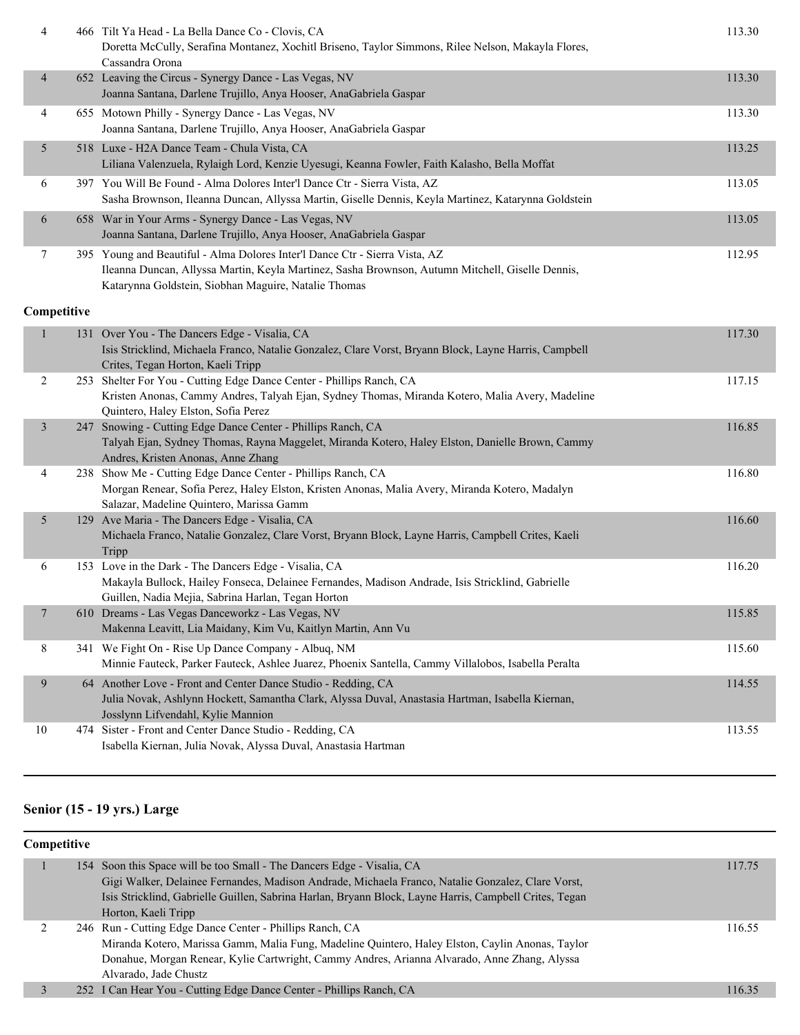| | | | |
|---|---|---|---|
| 4 | 466 | Tilt Ya Head - La Bella Dance Co - Clovis, CA<br>Doretta McCully, Serafina Montanez, Xochitl Briseno, Taylor Simmons, Rilee Nelson, Makayla Flores, Cassandra Orona | 113.30 |
| 4 | 652 | Leaving the Circus - Synergy Dance - Las Vegas, NV<br>Joanna Santana, Darlene Trujillo, Anya Hooser, AnaGabriela Gaspar | 113.30 |
| 4 | 655 | Motown Philly - Synergy Dance - Las Vegas, NV<br>Joanna Santana, Darlene Trujillo, Anya Hooser, AnaGabriela Gaspar | 113.30 |
| 5 | 518 | Luxe - H2A Dance Team - Chula Vista, CA<br>Liliana Valenzuela, Rylaigh Lord, Kenzie Uyesugi, Keanna Fowler, Faith Kalasho, Bella Moffat | 113.25 |
| 6 | 397 | You Will Be Found - Alma Dolores Inter'l Dance Ctr - Sierra Vista, AZ<br>Sasha Brownson, Ileanna Duncan, Allyssa Martin, Giselle Dennis, Keyla Martinez, Katarynna Goldstein | 113.05 |
| 6 | 658 | War in Your Arms - Synergy Dance - Las Vegas, NV<br>Joanna Santana, Darlene Trujillo, Anya Hooser, AnaGabriela Gaspar | 113.05 |
| 7 | 395 | Young and Beautiful - Alma Dolores Inter'l Dance Ctr - Sierra Vista, AZ<br>Ileanna Duncan, Allyssa Martin, Keyla Martinez, Sasha Brownson, Autumn Mitchell, Giselle Dennis, Katarynna Goldstein, Siobhan Maguire, Natalie Thomas | 112.95 |

**Competitive**

| | | | |
|---|---|---|---|
| 1 | 131 | Over You - The Dancers Edge - Visalia, CA<br>Isis Stricklind, Michaela Franco, Natalie Gonzalez, Clare Vorst, Bryann Block, Layne Harris, Campbell Crites, Tegan Horton, Kaeli Tripp | 117.30 |
| 2 | 253 | Shelter For You - Cutting Edge Dance Center - Phillips Ranch, CA<br>Kristen Anonas, Cammy Andres, Talyah Ejan, Sydney Thomas, Miranda Kotero, Malia Avery, Madeline Quintero, Haley Elston, Sofia Perez | 117.15 |
| 3 | 247 | Snowing - Cutting Edge Dance Center - Phillips Ranch, CA<br>Talyah Ejan, Sydney Thomas, Rayna Maggelet, Miranda Kotero, Haley Elston, Danielle Brown, Cammy Andres, Kristen Anonas, Anne Zhang | 116.85 |
| 4 | 238 | Show Me - Cutting Edge Dance Center - Phillips Ranch, CA<br>Morgan Renear, Sofia Perez, Haley Elston, Kristen Anonas, Malia Avery, Miranda Kotero, Madalyn Salazar, Madeline Quintero, Marissa Gamm | 116.80 |
| 5 | 129 | Ave Maria - The Dancers Edge - Visalia, CA<br>Michaela Franco, Natalie Gonzalez, Clare Vorst, Bryann Block, Layne Harris, Campbell Crites, Kaeli Tripp | 116.60 |
| 6 | 153 | Love in the Dark - The Dancers Edge - Visalia, CA<br>Makayla Bullock, Hailey Fonseca, Delainee Fernandes, Madison Andrade, Isis Stricklind, Gabrielle Guillen, Nadia Mejia, Sabrina Harlan, Tegan Horton | 116.20 |
| 7 | 610 | Dreams - Las Vegas Danceworkz - Las Vegas, NV<br>Makenna Leavitt, Lia Maidany, Kim Vu, Kaitlyn Martin, Ann Vu | 115.85 |
| 8 | 341 | We Fight On - Rise Up Dance Company - Albuq, NM<br>Minnie Fauteck, Parker Fauteck, Ashlee Juarez, Phoenix Santella, Cammy Villalobos, Isabella Peralta | 115.60 |
| 9 | 64 | Another Love - Front and Center Dance Studio - Redding, CA<br>Julia Novak, Ashlynn Hockett, Samantha Clark, Alyssa Duval, Anastasia Hartman, Isabella Kiernan, Josslynn Lifvendahl, Kylie Mannion | 114.55 |
| 10 | 474 | Sister - Front and Center Dance Studio - Redding, CA<br>Isabella Kiernan, Julia Novak, Alyssa Duval, Anastasia Hartman | 113.55 |

## Senior (15 - 19 yrs.) Large

**Competitive**

| | | | |
|---|---|---|---|
| 1 | 154 | Soon this Space will be too Small - The Dancers Edge - Visalia, CA<br>Gigi Walker, Delainee Fernandes, Madison Andrade, Michaela Franco, Natalie Gonzalez, Clare Vorst, Isis Stricklind, Gabrielle Guillen, Sabrina Harlan, Bryann Block, Layne Harris, Campbell Crites, Tegan Horton, Kaeli Tripp | 117.75 |
| 2 | 246 | Run - Cutting Edge Dance Center - Phillips Ranch, CA<br>Miranda Kotero, Marissa Gamm, Malia Fung, Madeline Quintero, Haley Elston, Caylin Anonas, Taylor Donahue, Morgan Renear, Kylie Cartwright, Cammy Andres, Arianna Alvarado, Anne Zhang, Alyssa Alvarado, Jade Chustz | 116.55 |
| 3 | 252 | I Can Hear You - Cutting Edge Dance Center - Phillips Ranch, CA | 116.35 |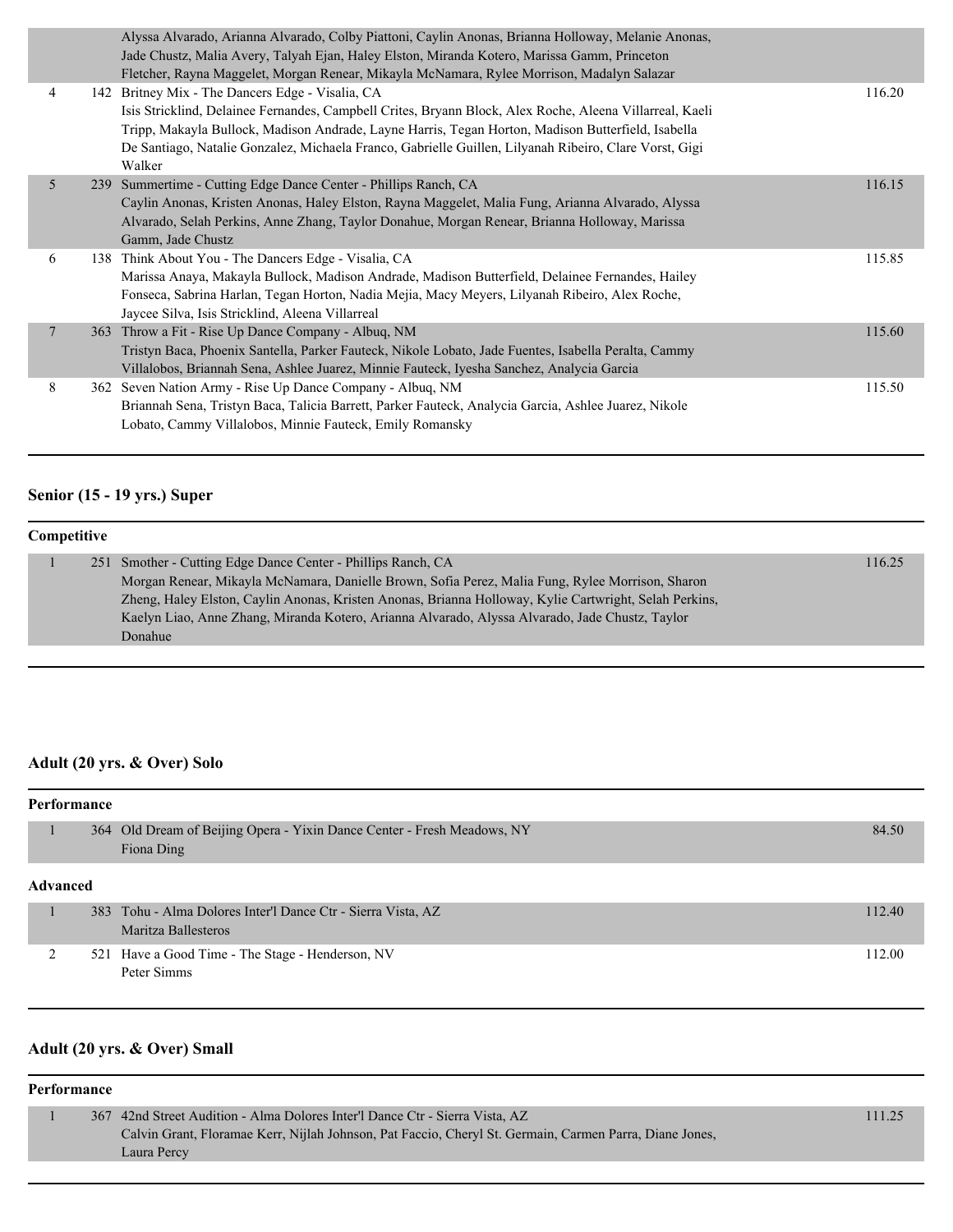| | | | |
|---|---|---|---|
| | | Alyssa Alvarado, Arianna Alvarado, Colby Piattoni, Caylin Anonas, Brianna Holloway, Melanie Anonas, Jade Chustz, Malia Avery, Talyah Ejan, Haley Elston, Miranda Kotero, Marissa Gamm, Princeton Fletcher, Rayna Maggelet, Morgan Renear, Mikayla McNamara, Rylee Morrison, Madalyn Salazar | |
| 4 | 142 | Britney Mix - The Dancers Edge - Visalia, CA<br>Isis Stricklind, Delainee Fernandes, Campbell Crites, Bryann Block, Alex Roche, Aleena Villarreal, Kaeli Tripp, Makayla Bullock, Madison Andrade, Layne Harris, Tegan Horton, Madison Butterfield, Isabella De Santiago, Natalie Gonzalez, Michaela Franco, Gabrielle Guillen, Lilyanah Ribeiro, Clare Vorst, Gigi Walker | 116.20 |
| 5 | 239 | Summertime - Cutting Edge Dance Center - Phillips Ranch, CA<br>Caylin Anonas, Kristen Anonas, Haley Elston, Rayna Maggelet, Malia Fung, Arianna Alvarado, Alyssa Alvarado, Selah Perkins, Anne Zhang, Taylor Donahue, Morgan Renear, Brianna Holloway, Marissa Gamm, Jade Chustz | 116.15 |
| 6 | 138 | Think About You - The Dancers Edge - Visalia, CA<br>Marissa Anaya, Makayla Bullock, Madison Andrade, Madison Butterfield, Delainee Fernandes, Hailey Fonseca, Sabrina Harlan, Tegan Horton, Nadia Mejia, Macy Meyers, Lilyanah Ribeiro, Alex Roche, Jaycee Silva, Isis Stricklind, Aleena Villarreal | 115.85 |
| 7 | 363 | Throw a Fit - Rise Up Dance Company - Albuq, NM<br>Tristyn Baca, Phoenix Santella, Parker Fauteck, Nikole Lobato, Jade Fuentes, Isabella Peralta, Cammy Villalobos, Briannah Sena, Ashlee Juarez, Minnie Fauteck, Iyesha Sanchez, Analycia Garcia | 115.60 |
| 8 | 362 | Seven Nation Army - Rise Up Dance Company - Albuq, NM<br>Briannah Sena, Tristyn Baca, Talicia Barrett, Parker Fauteck, Analycia Garcia, Ashlee Juarez, Nikole Lobato, Cammy Villalobos, Minnie Fauteck, Emily Romansky | 115.50 |

## Senior (15 - 19 yrs.) Super

### Competitive

| | | | |
|---|---|---|---|
| 1 | 251 | Smother - Cutting Edge Dance Center - Phillips Ranch, CA<br>Morgan Renear, Mikayla McNamara, Danielle Brown, Sofia Perez, Malia Fung, Rylee Morrison, Sharon Zheng, Haley Elston, Caylin Anonas, Kristen Anonas, Brianna Holloway, Kylie Cartwright, Selah Perkins, Kaelyn Liao, Anne Zhang, Miranda Kotero, Arianna Alvarado, Alyssa Alvarado, Jade Chustz, Taylor Donahue | 116.25 |

## Adult (20 yrs. & Over) Solo

### Performance

| | | | |
|---|---|---|---|
| 1 | 364 | Old Dream of Beijing Opera - Yixin Dance Center - Fresh Meadows, NY<br>Fiona Ding | 84.50 |

### Advanced

| | | | |
|---|---|---|---|
| 1 | 383 | Tohu - Alma Dolores Inter'l Dance Ctr - Sierra Vista, AZ<br>Maritza Ballesteros | 112.40 |
| 2 | 521 | Have a Good Time - The Stage - Henderson, NV<br>Peter Simms | 112.00 |

## Adult (20 yrs. & Over) Small

### Performance

| | | | |
|---|---|---|---|
| 1 | 367 | 42nd Street Audition - Alma Dolores Inter'l Dance Ctr - Sierra Vista, AZ<br>Calvin Grant, Floramae Kerr, Nijlah Johnson, Pat Faccio, Cheryl St. Germain, Carmen Parra, Diane Jones, Laura Percy | 111.25 |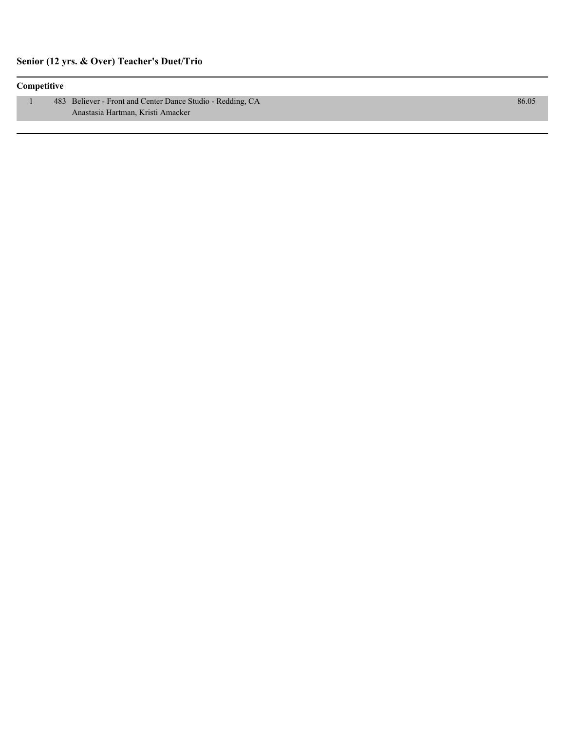### Senior (12 yrs. & Over) Teacher's Duet/Trio

**Competitive**

| | | | |
|---|---|---|---|
| 1 | 483 | Believer - Front and Center Dance Studio - Redding, CA<br>Anastasia Hartman, Kristi Amacker | 86.05 |